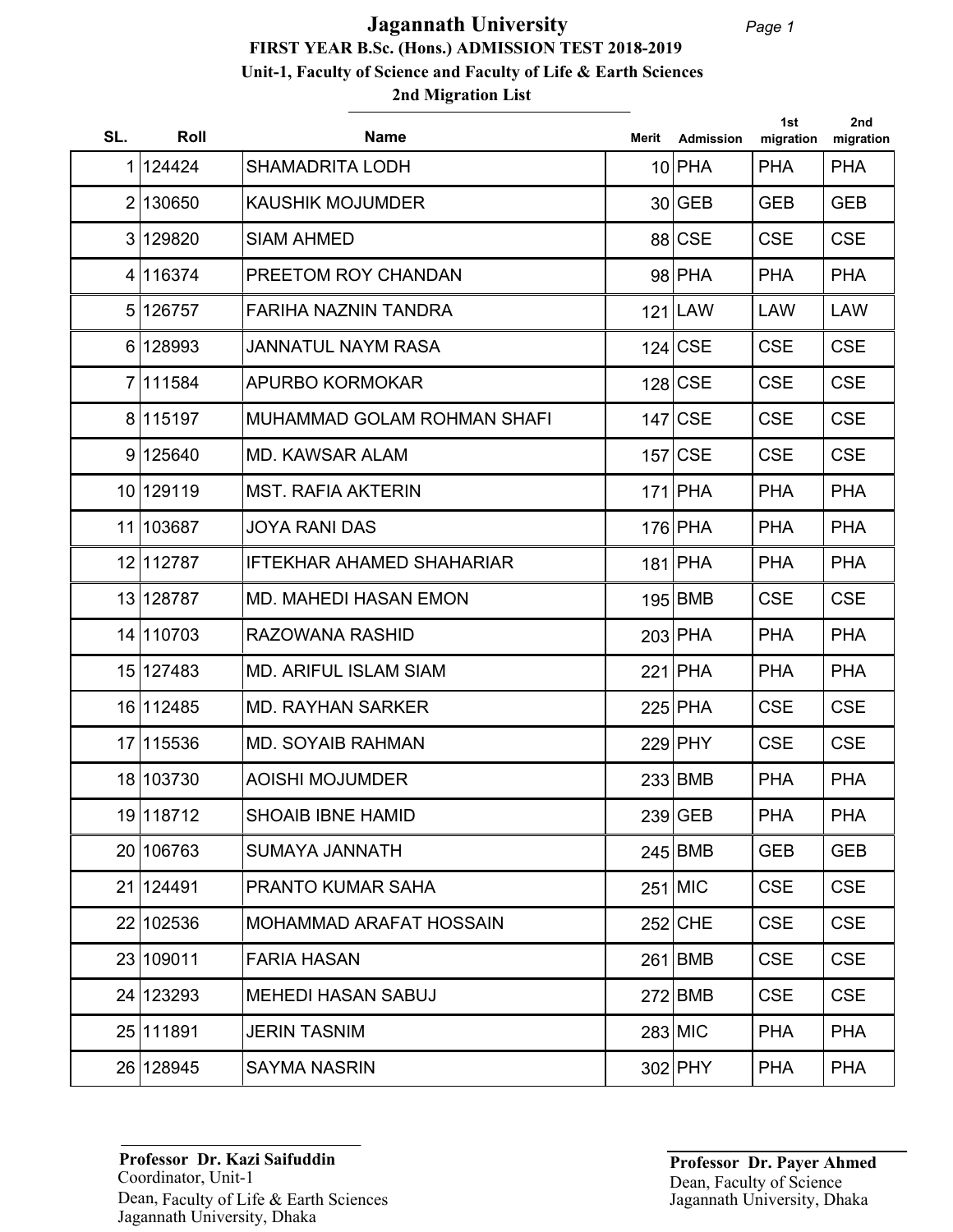# Jagannath University

## FIRST YEAR B.Sc. (Hons.) ADMISSION TEST 2018-2019

### Unit-1, Faculty of Science and Faculty of Life & Earth Sciences

### 2nd Migration List

| SL. | Roll | Name | Merit | Admission | 1st migration | 2nd migration |
|---|---|---|---|---|---|---|
| 1 | 124424 | SHAMADRITA LODH | 10 | PHA | PHA | PHA |
| 2 | 130650 | KAUSHIK MOJUMDER | 30 | GEB | GEB | GEB |
| 3 | 129820 | SIAM AHMED | 88 | CSE | CSE | CSE |
| 4 | 116374 | PREETOM ROY CHANDAN | 98 | PHA | PHA | PHA |
| 5 | 126757 | FARIHA NAZNIN TANDRA | 121 | LAW | LAW | LAW |
| 6 | 128993 | JANNATUL NAYM RASA | 124 | CSE | CSE | CSE |
| 7 | 111584 | APURBO KORMOKAR | 128 | CSE | CSE | CSE |
| 8 | 115197 | MUHAMMAD GOLAM ROHMAN SHAFI | 147 | CSE | CSE | CSE |
| 9 | 125640 | MD. KAWSAR ALAM | 157 | CSE | CSE | CSE |
| 10 | 129119 | MST. RAFIA AKTERIN | 171 | PHA | PHA | PHA |
| 11 | 103687 | JOYA RANI DAS | 176 | PHA | PHA | PHA |
| 12 | 112787 | IFTEKHAR AHAMED SHAHARIAR | 181 | PHA | PHA | PHA |
| 13 | 128787 | MD. MAHEDI HASAN EMON | 195 | BMB | CSE | CSE |
| 14 | 110703 | RAZOWANA RASHID | 203 | PHA | PHA | PHA |
| 15 | 127483 | MD. ARIFUL ISLAM SIAM | 221 | PHA | PHA | PHA |
| 16 | 112485 | MD. RAYHAN SARKER | 225 | PHA | CSE | CSE |
| 17 | 115536 | MD. SOYAIB RAHMAN | 229 | PHY | CSE | CSE |
| 18 | 103730 | AOISHI MOJUMDER | 233 | BMB | PHA | PHA |
| 19 | 118712 | SHOAIB IBNE HAMID | 239 | GEB | PHA | PHA |
| 20 | 106763 | SUMAYA JANNATH | 245 | BMB | GEB | GEB |
| 21 | 124491 | PRANTO KUMAR SAHA | 251 | MIC | CSE | CSE |
| 22 | 102536 | MOHAMMAD ARAFAT HOSSAIN | 252 | CHE | CSE | CSE |
| 23 | 109011 | FARIA HASAN | 261 | BMB | CSE | CSE |
| 24 | 123293 | MEHEDI HASAN SABUJ | 272 | BMB | CSE | CSE |
| 25 | 111891 | JERIN TASNIM | 283 | MIC | PHA | PHA |
| 26 | 128945 | SAYMA NASRIN | 302 | PHY | PHA | PHA |

**Professor Dr. Kazi Saifuddin**
Coordinator, Unit-1
Dean, Faculty of Life & Earth Sciences
Jagannath University, Dhaka

**Professor Dr. Payer Ahmed**
Dean, Faculty of Science
Jagannath University, Dhaka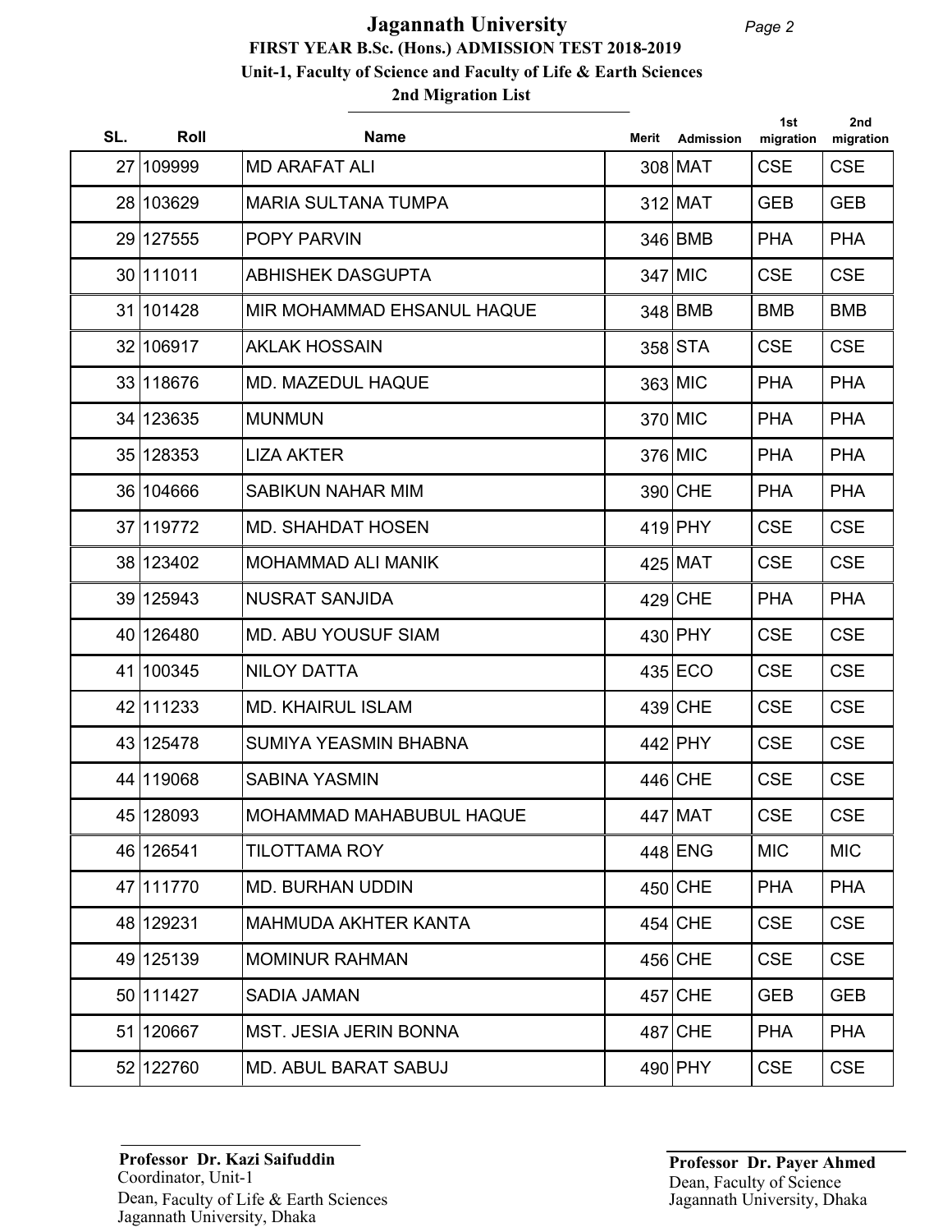# Jagannath University

## FIRST YEAR B.Sc. (Hons.) ADMISSION TEST 2018-2019

### Unit-1, Faculty of Science and Faculty of Life & Earth Sciences

### 2nd Migration List

| SL. | Roll | Name | Merit | Admission | 1st migration | 2nd migration |
|---|---|---|---|---|---|---|
| 27 | 109999 | MD ARAFAT ALI | 308 | MAT | CSE | CSE |
| 28 | 103629 | MARIA SULTANA TUMPA | 312 | MAT | GEB | GEB |
| 29 | 127555 | POPY PARVIN | 346 | BMB | PHA | PHA |
| 30 | 111011 | ABHISHEK DASGUPTA | 347 | MIC | CSE | CSE |
| 31 | 101428 | MIR MOHAMMAD EHSANUL HAQUE | 348 | BMB | BMB | BMB |
| 32 | 106917 | AKLAK HOSSAIN | 358 | STA | CSE | CSE |
| 33 | 118676 | MD. MAZEDUL HAQUE | 363 | MIC | PHA | PHA |
| 34 | 123635 | MUNMUN | 370 | MIC | PHA | PHA |
| 35 | 128353 | LIZA AKTER | 376 | MIC | PHA | PHA |
| 36 | 104666 | SABIKUN NAHAR MIM | 390 | CHE | PHA | PHA |
| 37 | 119772 | MD. SHAHDAT HOSEN | 419 | PHY | CSE | CSE |
| 38 | 123402 | MOHAMMAD ALI MANIK | 425 | MAT | CSE | CSE |
| 39 | 125943 | NUSRAT SANJIDA | 429 | CHE | PHA | PHA |
| 40 | 126480 | MD. ABU YOUSUF SIAM | 430 | PHY | CSE | CSE |
| 41 | 100345 | NILOY DATTA | 435 | ECO | CSE | CSE |
| 42 | 111233 | MD. KHAIRUL ISLAM | 439 | CHE | CSE | CSE |
| 43 | 125478 | SUMIYA YEASMIN BHABNA | 442 | PHY | CSE | CSE |
| 44 | 119068 | SABINA YASMIN | 446 | CHE | CSE | CSE |
| 45 | 128093 | MOHAMMAD MAHABUBUL HAQUE | 447 | MAT | CSE | CSE |
| 46 | 126541 | TILOTTAMA ROY | 448 | ENG | MIC | MIC |
| 47 | 111770 | MD. BURHAN UDDIN | 450 | CHE | PHA | PHA |
| 48 | 129231 | MAHMUDA AKHTER KANTA | 454 | CHE | CSE | CSE |
| 49 | 125139 | MOMINUR RAHMAN | 456 | CHE | CSE | CSE |
| 50 | 111427 | SADIA JAMAN | 457 | CHE | GEB | GEB |
| 51 | 120667 | MST. JESIA JERIN BONNA | 487 | CHE | PHA | PHA |
| 52 | 122760 | MD. ABUL BARAT SABUJ | 490 | PHY | CSE | CSE |

**Professor Dr. Kazi Saifuddin**
Coordinator, Unit-1
Dean, Faculty of Life & Earth Sciences
Jagannath University, Dhaka

**Professor Dr. Payer Ahmed**
Dean, Faculty of Science
Jagannath University, Dhaka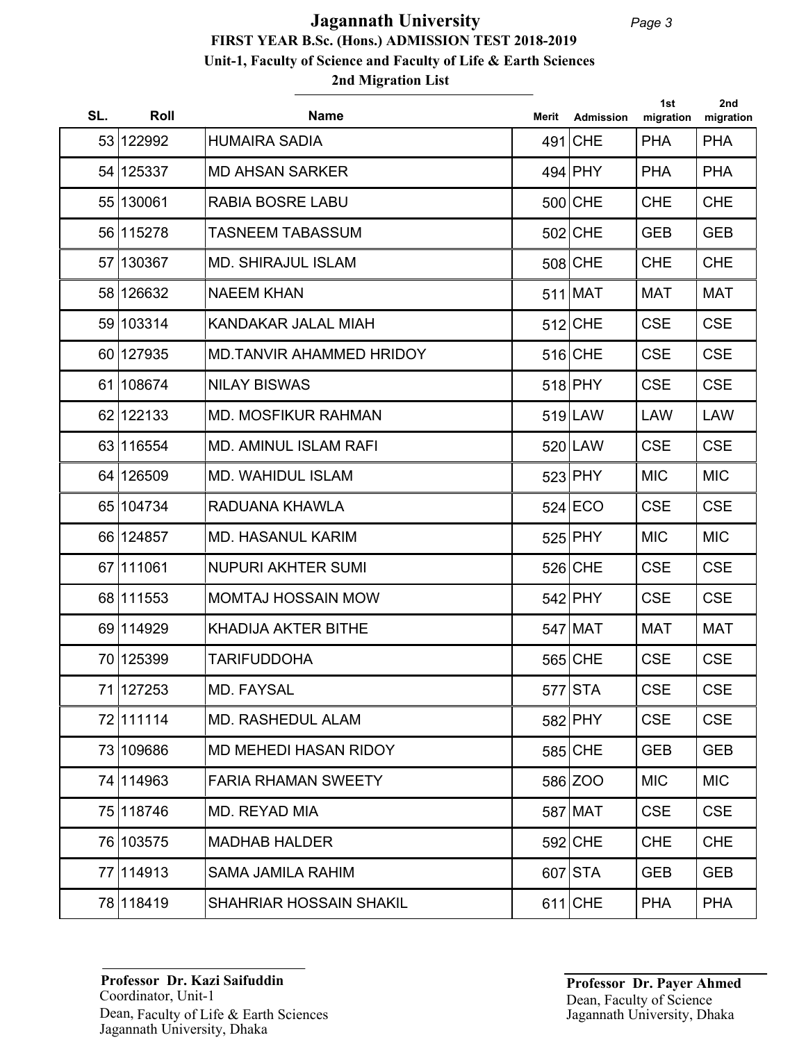# Jagannath University

## FIRST YEAR B.Sc. (Hons.) ADMISSION TEST 2018-2019

### Unit-1, Faculty of Science and Faculty of Life & Earth Sciences

### 2nd Migration List

| SL. | Roll | Name | Merit | Admission | 1st migration | 2nd migration |
|---|---|---|---|---|---|---|
| 53 | 122992 | HUMAIRA SADIA | 491 | CHE | PHA | PHA |
| 54 | 125337 | MD AHSAN SARKER | 494 | PHY | PHA | PHA |
| 55 | 130061 | RABIA BOSRE LABU | 500 | CHE | CHE | CHE |
| 56 | 115278 | TASNEEM TABASSUM | 502 | CHE | GEB | GEB |
| 57 | 130367 | MD. SHIRAJUL ISLAM | 508 | CHE | CHE | CHE |
| 58 | 126632 | NAEEM KHAN | 511 | MAT | MAT | MAT |
| 59 | 103314 | KANDAKAR JALAL MIAH | 512 | CHE | CSE | CSE |
| 60 | 127935 | MD.TANVIR AHAMMED HRIDOY | 516 | CHE | CSE | CSE |
| 61 | 108674 | NILAY BISWAS | 518 | PHY | CSE | CSE |
| 62 | 122133 | MD. MOSFIKUR RAHMAN | 519 | LAW | LAW | LAW |
| 63 | 116554 | MD. AMINUL ISLAM RAFI | 520 | LAW | CSE | CSE |
| 64 | 126509 | MD. WAHIDUL ISLAM | 523 | PHY | MIC | MIC |
| 65 | 104734 | RADUANA KHAWLA | 524 | ECO | CSE | CSE |
| 66 | 124857 | MD. HASANUL KARIM | 525 | PHY | MIC | MIC |
| 67 | 111061 | NUPURI AKHTER SUMI | 526 | CHE | CSE | CSE |
| 68 | 111553 | MOMTAJ HOSSAIN MOW | 542 | PHY | CSE | CSE |
| 69 | 114929 | KHADIJA AKTER BITHE | 547 | MAT | MAT | MAT |
| 70 | 125399 | TARIFUDDOHA | 565 | CHE | CSE | CSE |
| 71 | 127253 | MD. FAYSAL | 577 | STA | CSE | CSE |
| 72 | 111114 | MD. RASHEDUL ALAM | 582 | PHY | CSE | CSE |
| 73 | 109686 | MD MEHEDI HASAN RIDOY | 585 | CHE | GEB | GEB |
| 74 | 114963 | FARIA RHAMAN SWEETY | 586 | ZOO | MIC | MIC |
| 75 | 118746 | MD. REYAD MIA | 587 | MAT | CSE | CSE |
| 76 | 103575 | MADHAB HALDER | 592 | CHE | CHE | CHE |
| 77 | 114913 | SAMA JAMILA RAHIM | 607 | STA | GEB | GEB |
| 78 | 118419 | SHAHRIAR HOSSAIN SHAKIL | 611 | CHE | PHA | PHA |

**Professor Dr. Kazi Saifuddin**
Coordinator, Unit-1
Dean, Faculty of Life & Earth Sciences
Jagannath University, Dhaka

**Professor Dr. Payer Ahmed**
Dean, Faculty of Science
Jagannath University, Dhaka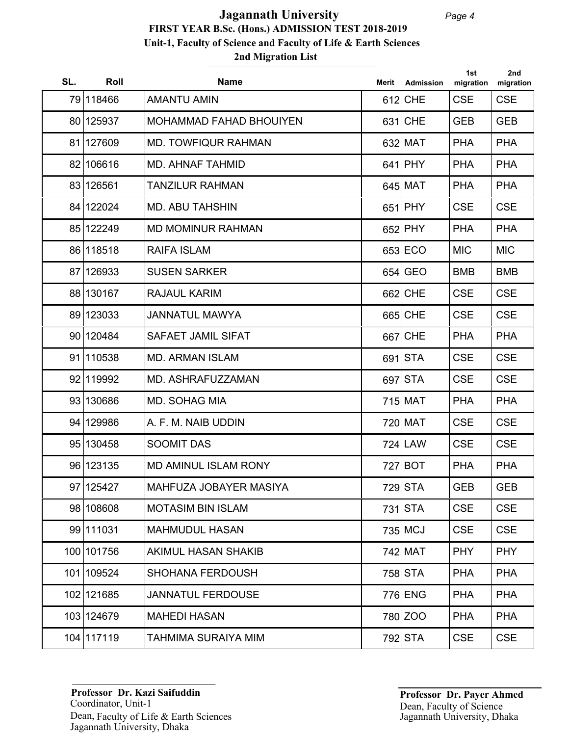# Jagannath University

## FIRST YEAR B.Sc. (Hons.) ADMISSION TEST 2018-2019

### Unit-1, Faculty of Science and Faculty of Life & Earth Sciences

### 2nd Migration List

| SL. | Roll | Name | Merit | Admission | 1st migration | 2nd migration |
|---|---|---|---|---|---|---|
| 79 | 118466 | AMANTU AMIN | 612 | CHE | CSE | CSE |
| 80 | 125937 | MOHAMMAD FAHAD BHOUIYEN | 631 | CHE | GEB | GEB |
| 81 | 127609 | MD. TOWFIQUR RAHMAN | 632 | MAT | PHA | PHA |
| 82 | 106616 | MD. AHNAF TAHMID | 641 | PHY | PHA | PHA |
| 83 | 126561 | TANZILUR RAHMAN | 645 | MAT | PHA | PHA |
| 84 | 122024 | MD. ABU TAHSHIN | 651 | PHY | CSE | CSE |
| 85 | 122249 | MD MOMINUR RAHMAN | 652 | PHY | PHA | PHA |
| 86 | 118518 | RAIFA ISLAM | 653 | ECO | MIC | MIC |
| 87 | 126933 | SUSEN SARKER | 654 | GEO | BMB | BMB |
| 88 | 130167 | RAJAUL KARIM | 662 | CHE | CSE | CSE |
| 89 | 123033 | JANNATUL MAWYA | 665 | CHE | CSE | CSE |
| 90 | 120484 | SAFAET JAMIL SIFAT | 667 | CHE | PHA | PHA |
| 91 | 110538 | MD. ARMAN ISLAM | 691 | STA | CSE | CSE |
| 92 | 119992 | MD. ASHRAFUZZAMAN | 697 | STA | CSE | CSE |
| 93 | 130686 | MD. SOHAG MIA | 715 | MAT | PHA | PHA |
| 94 | 129986 | A. F. M. NAIB UDDIN | 720 | MAT | CSE | CSE |
| 95 | 130458 | SOOMIT DAS | 724 | LAW | CSE | CSE |
| 96 | 123135 | MD AMINUL ISLAM RONY | 727 | BOT | PHA | PHA |
| 97 | 125427 | MAHFUZA JOBAYER MASIYA | 729 | STA | GEB | GEB |
| 98 | 108608 | MOTASIM BIN ISLAM | 731 | STA | CSE | CSE |
| 99 | 111031 | MAHMUDUL HASAN | 735 | MCJ | CSE | CSE |
| 100 | 101756 | AKIMUL HASAN SHAKIB | 742 | MAT | PHY | PHY |
| 101 | 109524 | SHOHANA FERDOUSH | 758 | STA | PHA | PHA |
| 102 | 121685 | JANNATUL FERDOUSE | 776 | ENG | PHA | PHA |
| 103 | 124679 | MAHEDI HASAN | 780 | ZOO | PHA | PHA |
| 104 | 117119 | TAHMIMA SURAIYA MIM | 792 | STA | CSE | CSE |

**Professor Dr. Kazi Saifuddin**
Coordinator, Unit-1
Dean, Faculty of Life & Earth Sciences
Jagannath University, Dhaka

**Professor Dr. Payer Ahmed**
Dean, Faculty of Science
Jagannath University, Dhaka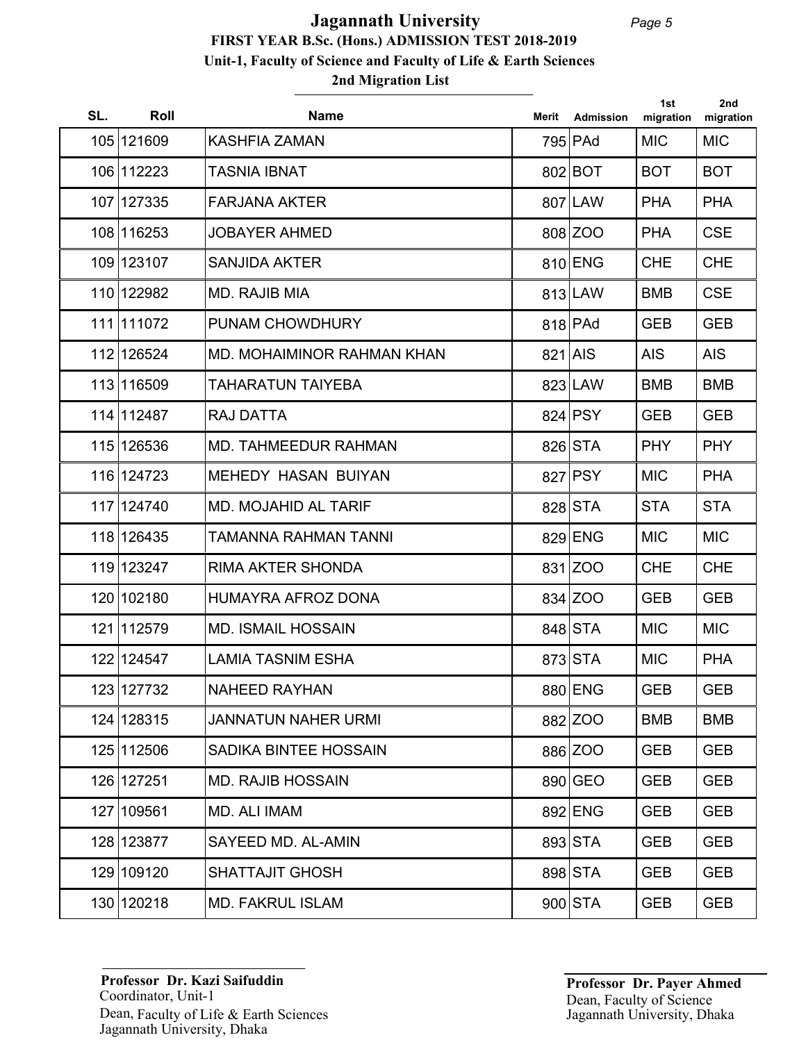# Jagannath University

## FIRST YEAR B.Sc. (Hons.) ADMISSION TEST 2018-2019

### Unit-1, Faculty of Science and Faculty of Life & Earth Sciences

### 2nd Migration List

| SL. | Roll | Name | Merit | Admission | 1st migration | 2nd migration |
|---|---|---|---|---|---|---|
| 105 | 121609 | KASHFIA ZAMAN | 795 | PAd | MIC | MIC |
| 106 | 112223 | TASNIA IBNAT | 802 | BOT | BOT | BOT |
| 107 | 127335 | FARJANA AKTER | 807 | LAW | PHA | PHA |
| 108 | 116253 | JOBAYER AHMED | 808 | ZOO | PHA | CSE |
| 109 | 123107 | SANJIDA AKTER | 810 | ENG | CHE | CHE |
| 110 | 122982 | MD. RAJIB MIA | 813 | LAW | BMB | CSE |
| 111 | 111072 | PUNAM CHOWDHURY | 818 | PAd | GEB | GEB |
| 112 | 126524 | MD. MOHAIMINOR RAHMAN KHAN | 821 | AIS | AIS | AIS |
| 113 | 116509 | TAHARATUN TAIYEBA | 823 | LAW | BMB | BMB |
| 114 | 112487 | RAJ DATTA | 824 | PSY | GEB | GEB |
| 115 | 126536 | MD. TAHMEEDUR RAHMAN | 826 | STA | PHY | PHY |
| 116 | 124723 | MEHEDY HASAN BUIYAN | 827 | PSY | MIC | PHA |
| 117 | 124740 | MD. MOJAHID AL TARIF | 828 | STA | STA | STA |
| 118 | 126435 | TAMANNA RAHMAN TANNI | 829 | ENG | MIC | MIC |
| 119 | 123247 | RIMA AKTER SHONDA | 831 | ZOO | CHE | CHE |
| 120 | 102180 | HUMAYRA AFROZ DONA | 834 | ZOO | GEB | GEB |
| 121 | 112579 | MD. ISMAIL HOSSAIN | 848 | STA | MIC | MIC |
| 122 | 124547 | LAMIA TASNIM ESHA | 873 | STA | MIC | PHA |
| 123 | 127732 | NAHEED RAYHAN | 880 | ENG | GEB | GEB |
| 124 | 128315 | JANNATUN NAHER URMI | 882 | ZOO | BMB | BMB |
| 125 | 112506 | SADIKA BINTEE HOSSAIN | 886 | ZOO | GEB | GEB |
| 126 | 127251 | MD. RAJIB HOSSAIN | 890 | GEO | GEB | GEB |
| 127 | 109561 | MD. ALI IMAM | 892 | ENG | GEB | GEB |
| 128 | 123877 | SAYEED MD. AL-AMIN | 893 | STA | GEB | GEB |
| 129 | 109120 | SHATTAJIT GHOSH | 898 | STA | GEB | GEB |
| 130 | 120218 | MD. FAKRUL ISLAM | 900 | STA | GEB | GEB |

**Professor Dr. Kazi Saifuddin**
Coordinator, Unit-1
Dean, Faculty of Life & Earth Sciences
Jagannath University, Dhaka

**Professor Dr. Payer Ahmed**
Dean, Faculty of Science
Jagannath University, Dhaka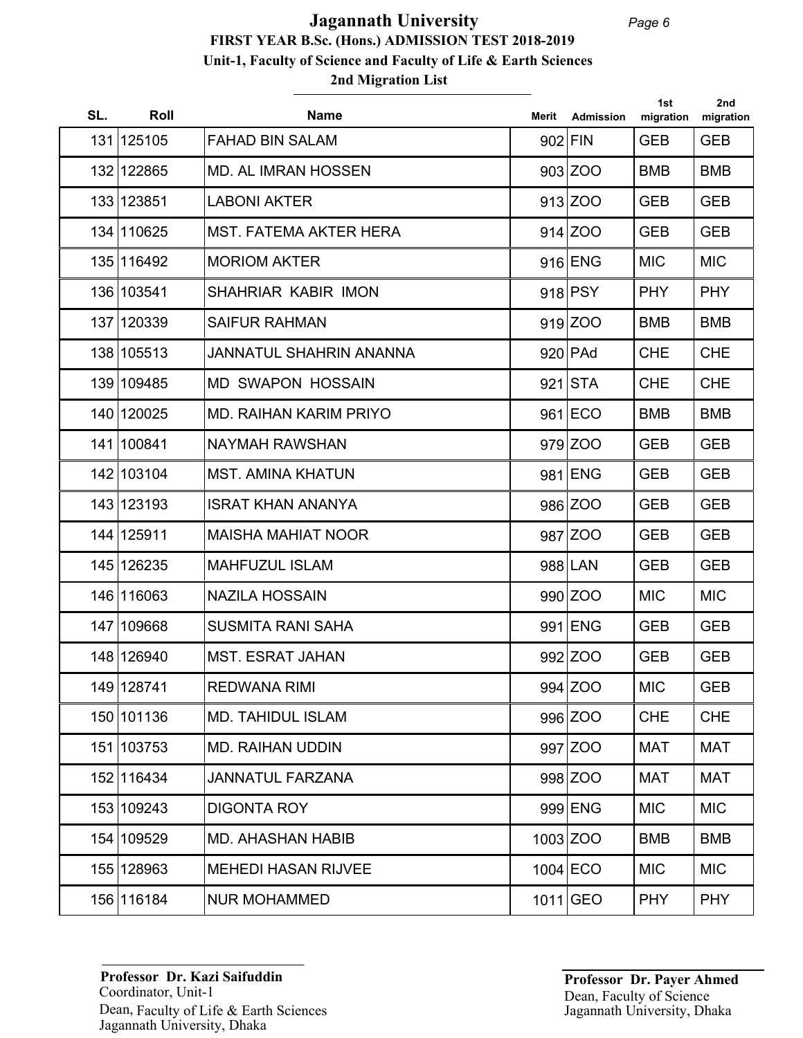# Jagannath University

**FIRST YEAR B.Sc. (Hons.) ADMISSION TEST 2018-2019**

**Unit-1, Faculty of Science and Faculty of Life & Earth Sciences**

**2nd Migration List**

| SL. | Roll | Name | Merit | Admission | 1st migration | 2nd migration |
|---|---|---|---|---|---|---|
| 131 | 125105 | FAHAD BIN SALAM | 902 | FIN | GEB | GEB |
| 132 | 122865 | MD. AL IMRAN HOSSEN | 903 | ZOO | BMB | BMB |
| 133 | 123851 | LABONI AKTER | 913 | ZOO | GEB | GEB |
| 134 | 110625 | MST. FATEMA AKTER HERA | 914 | ZOO | GEB | GEB |
| 135 | 116492 | MORIOM AKTER | 916 | ENG | MIC | MIC |
| 136 | 103541 | SHAHRIAR KABIR IMON | 918 | PSY | PHY | PHY |
| 137 | 120339 | SAIFUR RAHMAN | 919 | ZOO | BMB | BMB |
| 138 | 105513 | JANNATUL SHAHRIN ANANNA | 920 | PAd | CHE | CHE |
| 139 | 109485 | MD SWAPON HOSSAIN | 921 | STA | CHE | CHE |
| 140 | 120025 | MD. RAIHAN KARIM PRIYO | 961 | ECO | BMB | BMB |
| 141 | 100841 | NAYMAH RAWSHAN | 979 | ZOO | GEB | GEB |
| 142 | 103104 | MST. AMINA KHATUN | 981 | ENG | GEB | GEB |
| 143 | 123193 | ISRAT KHAN ANANYA | 986 | ZOO | GEB | GEB |
| 144 | 125911 | MAISHA MAHIAT NOOR | 987 | ZOO | GEB | GEB |
| 145 | 126235 | MAHFUZUL ISLAM | 988 | LAN | GEB | GEB |
| 146 | 116063 | NAZILA HOSSAIN | 990 | ZOO | MIC | MIC |
| 147 | 109668 | SUSMITA RANI SAHA | 991 | ENG | GEB | GEB |
| 148 | 126940 | MST. ESRAT JAHAN | 992 | ZOO | GEB | GEB |
| 149 | 128741 | REDWANA RIMI | 994 | ZOO | MIC | GEB |
| 150 | 101136 | MD. TAHIDUL ISLAM | 996 | ZOO | CHE | CHE |
| 151 | 103753 | MD. RAIHAN UDDIN | 997 | ZOO | MAT | MAT |
| 152 | 116434 | JANNATUL FARZANA | 998 | ZOO | MAT | MAT |
| 153 | 109243 | DIGONTA ROY | 999 | ENG | MIC | MIC |
| 154 | 109529 | MD. AHASHAN HABIB | 1003 | ZOO | BMB | BMB |
| 155 | 128963 | MEHEDI HASAN RIJVEE | 1004 | ECO | MIC | MIC |
| 156 | 116184 | NUR MOHAMMED | 1011 | GEO | PHY | PHY |

**Professor Dr. Kazi Saifuddin**
Coordinator, Unit-1
Dean, Faculty of Life & Earth Sciences
Jagannath University, Dhaka

**Professor Dr. Payer Ahmed**
Dean, Faculty of Science
Jagannath University, Dhaka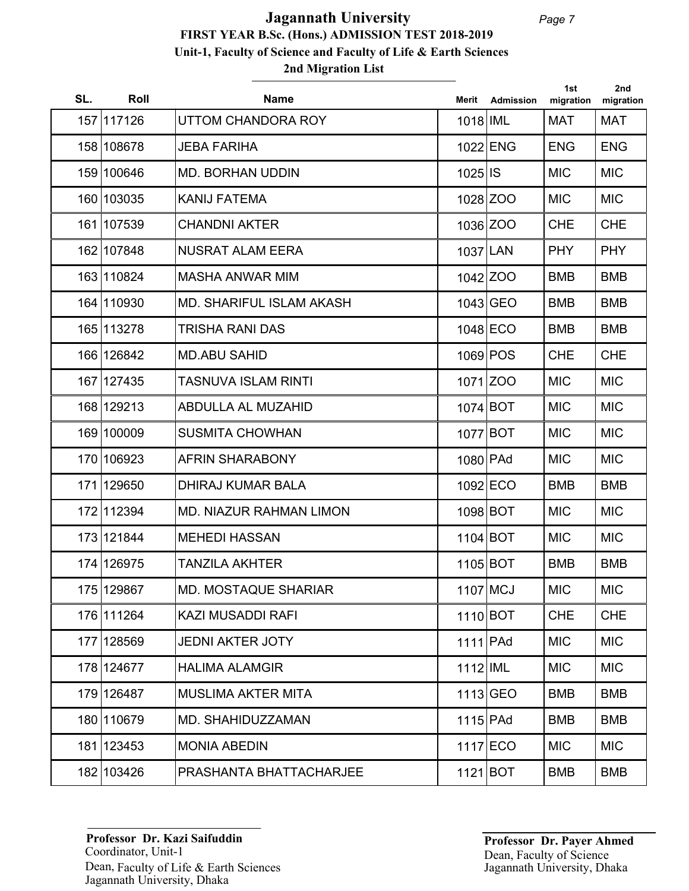# Jagannath University

## FIRST YEAR B.Sc. (Hons.) ADMISSION TEST 2018-2019

### Unit-1, Faculty of Science and Faculty of Life & Earth Sciences

### 2nd Migration List

| SL. | Roll | Name | Merit | Admission | 1st migration | 2nd migration |
|---|---|---|---|---|---|---|
| 157 | 117126 | UTTOM CHANDORA ROY | 1018 | IML | MAT | MAT |
| 158 | 108678 | JEBA FARIHA | 1022 | ENG | ENG | ENG |
| 159 | 100646 | MD. BORHAN UDDIN | 1025 | IS | MIC | MIC |
| 160 | 103035 | KANIJ FATEMA | 1028 | ZOO | MIC | MIC |
| 161 | 107539 | CHANDNI AKTER | 1036 | ZOO | CHE | CHE |
| 162 | 107848 | NUSRAT ALAM EERA | 1037 | LAN | PHY | PHY |
| 163 | 110824 | MASHA ANWAR MIM | 1042 | ZOO | BMB | BMB |
| 164 | 110930 | MD. SHARIFUL ISLAM AKASH | 1043 | GEO | BMB | BMB |
| 165 | 113278 | TRISHA RANI DAS | 1048 | ECO | BMB | BMB |
| 166 | 126842 | MD.ABU SAHID | 1069 | POS | CHE | CHE |
| 167 | 127435 | TASNUVA ISLAM RINTI | 1071 | ZOO | MIC | MIC |
| 168 | 129213 | ABDULLA AL MUZAHID | 1074 | BOT | MIC | MIC |
| 169 | 100009 | SUSMITA CHOWHAN | 1077 | BOT | MIC | MIC |
| 170 | 106923 | AFRIN SHARABONY | 1080 | PAd | MIC | MIC |
| 171 | 129650 | DHIRAJ KUMAR BALA | 1092 | ECO | BMB | BMB |
| 172 | 112394 | MD. NIAZUR RAHMAN LIMON | 1098 | BOT | MIC | MIC |
| 173 | 121844 | MEHEDI HASSAN | 1104 | BOT | MIC | MIC |
| 174 | 126975 | TANZILA AKHTER | 1105 | BOT | BMB | BMB |
| 175 | 129867 | MD. MOSTAQUE SHARIAR | 1107 | MCJ | MIC | MIC |
| 176 | 111264 | KAZI MUSADDI RAFI | 1110 | BOT | CHE | CHE |
| 177 | 128569 | JEDNI AKTER JOTY | 1111 | PAd | MIC | MIC |
| 178 | 124677 | HALIMA ALAMGIR | 1112 | IML | MIC | MIC |
| 179 | 126487 | MUSLIMA AKTER MITA | 1113 | GEO | BMB | BMB |
| 180 | 110679 | MD. SHAHIDUZZAMAN | 1115 | PAd | BMB | BMB |
| 181 | 123453 | MONIA ABEDIN | 1117 | ECO | MIC | MIC |
| 182 | 103426 | PRASHANTA BHATTACHARJEE | 1121 | BOT | BMB | BMB |

**Professor Dr. Kazi Saifuddin**
Coordinator, Unit-1
Dean, Faculty of Life & Earth Sciences
Jagannath University, Dhaka

**Professor Dr. Payer Ahmed**
Dean, Faculty of Science
Jagannath University, Dhaka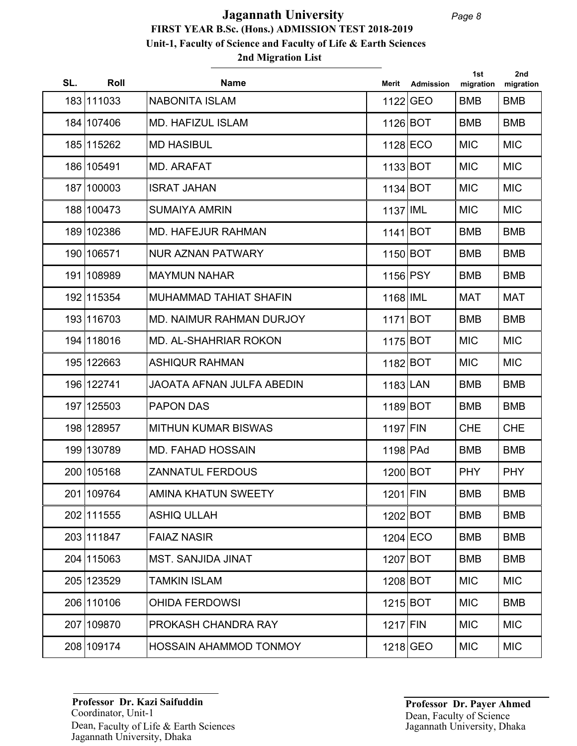# Jagannath University

## FIRST YEAR B.Sc. (Hons.) ADMISSION TEST 2018-2019

### Unit-1, Faculty of Science and Faculty of Life & Earth Sciences

### 2nd Migration List

| SL. | Roll | Name | Merit | Admission | 1st migration | 2nd migration |
|---|---|---|---|---|---|---|
| 183 | 111033 | NABONITA ISLAM | 1122 | GEO | BMB | BMB |
| 184 | 107406 | MD. HAFIZUL ISLAM | 1126 | BOT | BMB | BMB |
| 185 | 115262 | MD HASIBUL | 1128 | ECO | MIC | MIC |
| 186 | 105491 | MD. ARAFAT | 1133 | BOT | MIC | MIC |
| 187 | 100003 | ISRAT JAHAN | 1134 | BOT | MIC | MIC |
| 188 | 100473 | SUMAIYA AMRIN | 1137 | IML | MIC | MIC |
| 189 | 102386 | MD. HAFEJUR RAHMAN | 1141 | BOT | BMB | BMB |
| 190 | 106571 | NUR AZNAN PATWARY | 1150 | BOT | BMB | BMB |
| 191 | 108989 | MAYMUN NAHAR | 1156 | PSY | BMB | BMB |
| 192 | 115354 | MUHAMMAD TAHIAT SHAFIN | 1168 | IML | MAT | MAT |
| 193 | 116703 | MD. NAIMUR RAHMAN DURJOY | 1171 | BOT | BMB | BMB |
| 194 | 118016 | MD. AL-SHAHRIAR ROKON | 1175 | BOT | MIC | MIC |
| 195 | 122663 | ASHIQUR RAHMAN | 1182 | BOT | MIC | MIC |
| 196 | 122741 | JAOATA AFNAN JULFA ABEDIN | 1183 | LAN | BMB | BMB |
| 197 | 125503 | PAPON DAS | 1189 | BOT | BMB | BMB |
| 198 | 128957 | MITHUN KUMAR BISWAS | 1197 | FIN | CHE | CHE |
| 199 | 130789 | MD. FAHAD HOSSAIN | 1198 | PAd | BMB | BMB |
| 200 | 105168 | ZANNATUL FERDOUS | 1200 | BOT | PHY | PHY |
| 201 | 109764 | AMINA KHATUN SWEETY | 1201 | FIN | BMB | BMB |
| 202 | 111555 | ASHIQ ULLAH | 1202 | BOT | BMB | BMB |
| 203 | 111847 | FAIAZ NASIR | 1204 | ECO | BMB | BMB |
| 204 | 115063 | MST. SANJIDA JINAT | 1207 | BOT | BMB | BMB |
| 205 | 123529 | TAMKIN ISLAM | 1208 | BOT | MIC | MIC |
| 206 | 110106 | OHIDA FERDOWSI | 1215 | BOT | MIC | BMB |
| 207 | 109870 | PROKASH CHANDRA RAY | 1217 | FIN | MIC | MIC |
| 208 | 109174 | HOSSAIN AHAMMOD TONMOY | 1218 | GEO | MIC | MIC |

**Professor Dr. Kazi Saifuddin**
Coordinator, Unit-1
Dean, Faculty of Life & Earth Sciences
Jagannath University, Dhaka

**Professor Dr. Payer Ahmed**
Dean, Faculty of Science
Jagannath University, Dhaka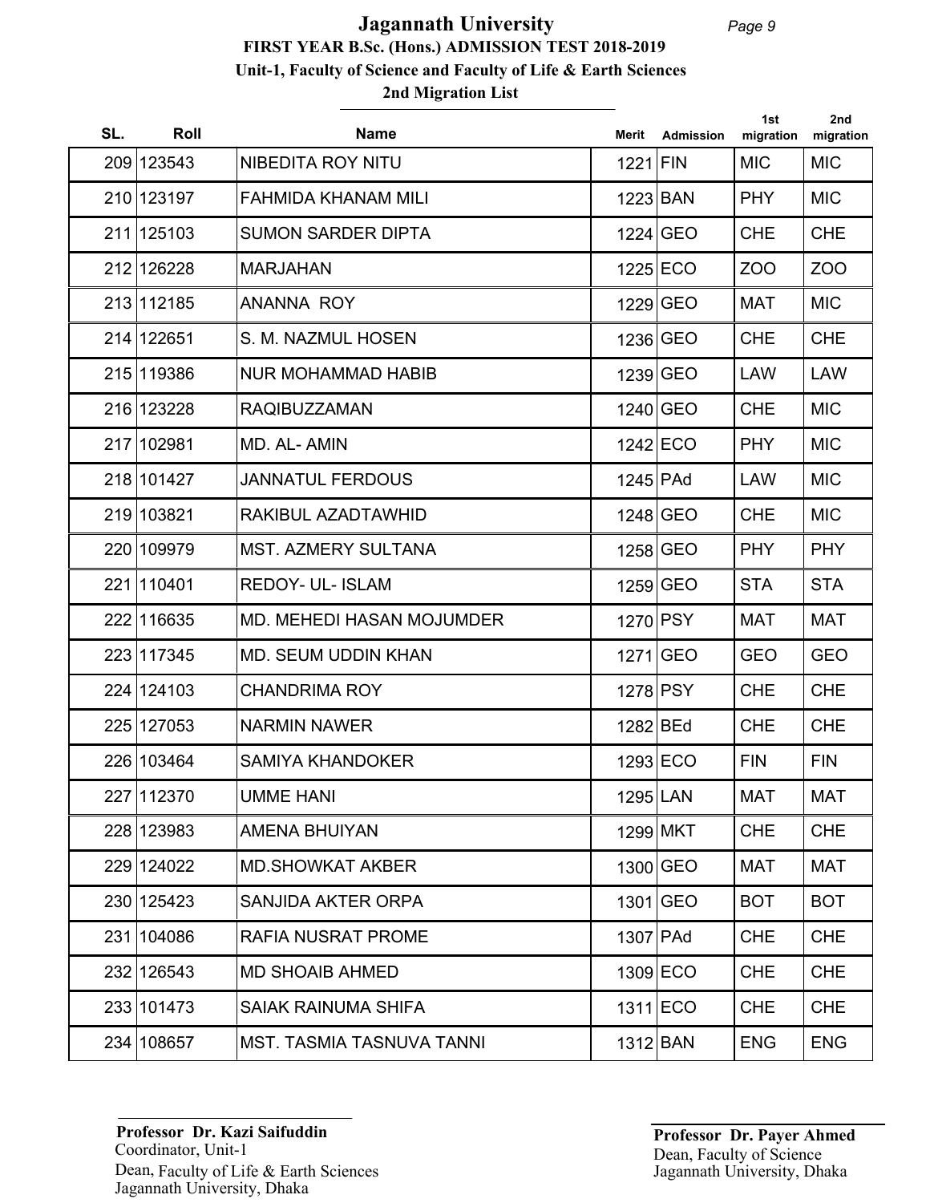# Jagannath University

## FIRST YEAR B.Sc. (Hons.) ADMISSION TEST 2018-2019

### Unit-1, Faculty of Science and Faculty of Life & Earth Sciences

### 2nd Migration List

| SL. | Roll | Name | Merit | Admission | 1st migration | 2nd migration |
|---|---|---|---|---|---|---|
| 209 | 123543 | NIBEDITA ROY NITU | 1221 | FIN | MIC | MIC |
| 210 | 123197 | FAHMIDA KHANAM MILI | 1223 | BAN | PHY | MIC |
| 211 | 125103 | SUMON SARDER DIPTA | 1224 | GEO | CHE | CHE |
| 212 | 126228 | MARJAHAN | 1225 | ECO | ZOO | ZOO |
| 213 | 112185 | ANANNA ROY | 1229 | GEO | MAT | MIC |
| 214 | 122651 | S. M. NAZMUL HOSEN | 1236 | GEO | CHE | CHE |
| 215 | 119386 | NUR MOHAMMAD HABIB | 1239 | GEO | LAW | LAW |
| 216 | 123228 | RAQIBUZZAMAN | 1240 | GEO | CHE | MIC |
| 217 | 102981 | MD. AL- AMIN | 1242 | ECO | PHY | MIC |
| 218 | 101427 | JANNATUL FERDOUS | 1245 | PAd | LAW | MIC |
| 219 | 103821 | RAKIBUL AZADTAWHID | 1248 | GEO | CHE | MIC |
| 220 | 109979 | MST. AZMERY SULTANA | 1258 | GEO | PHY | PHY |
| 221 | 110401 | REDOY- UL- ISLAM | 1259 | GEO | STA | STA |
| 222 | 116635 | MD. MEHEDI HASAN MOJUMDER | 1270 | PSY | MAT | MAT |
| 223 | 117345 | MD. SEUM UDDIN KHAN | 1271 | GEO | GEO | GEO |
| 224 | 124103 | CHANDRIMA ROY | 1278 | PSY | CHE | CHE |
| 225 | 127053 | NARMIN NAWER | 1282 | BEd | CHE | CHE |
| 226 | 103464 | SAMIYA KHANDOKER | 1293 | ECO | FIN | FIN |
| 227 | 112370 | UMME HANI | 1295 | LAN | MAT | MAT |
| 228 | 123983 | AMENA BHUIYAN | 1299 | MKT | CHE | CHE |
| 229 | 124022 | MD.SHOWKAT AKBER | 1300 | GEO | MAT | MAT |
| 230 | 125423 | SANJIDA AKTER ORPA | 1301 | GEO | BOT | BOT |
| 231 | 104086 | RAFIA NUSRAT PROME | 1307 | PAd | CHE | CHE |
| 232 | 126543 | MD SHOAIB AHMED | 1309 | ECO | CHE | CHE |
| 233 | 101473 | SAIAK RAINUMA SHIFA | 1311 | ECO | CHE | CHE |
| 234 | 108657 | MST. TASMIA TASNUVA TANNI | 1312 | BAN | ENG | ENG |

**Professor Dr. Kazi Saifuddin**
Coordinator, Unit-1
Dean, Faculty of Life & Earth Sciences
Jagannath University, Dhaka

**Professor Dr. Payer Ahmed**
Dean, Faculty of Science
Jagannath University, Dhaka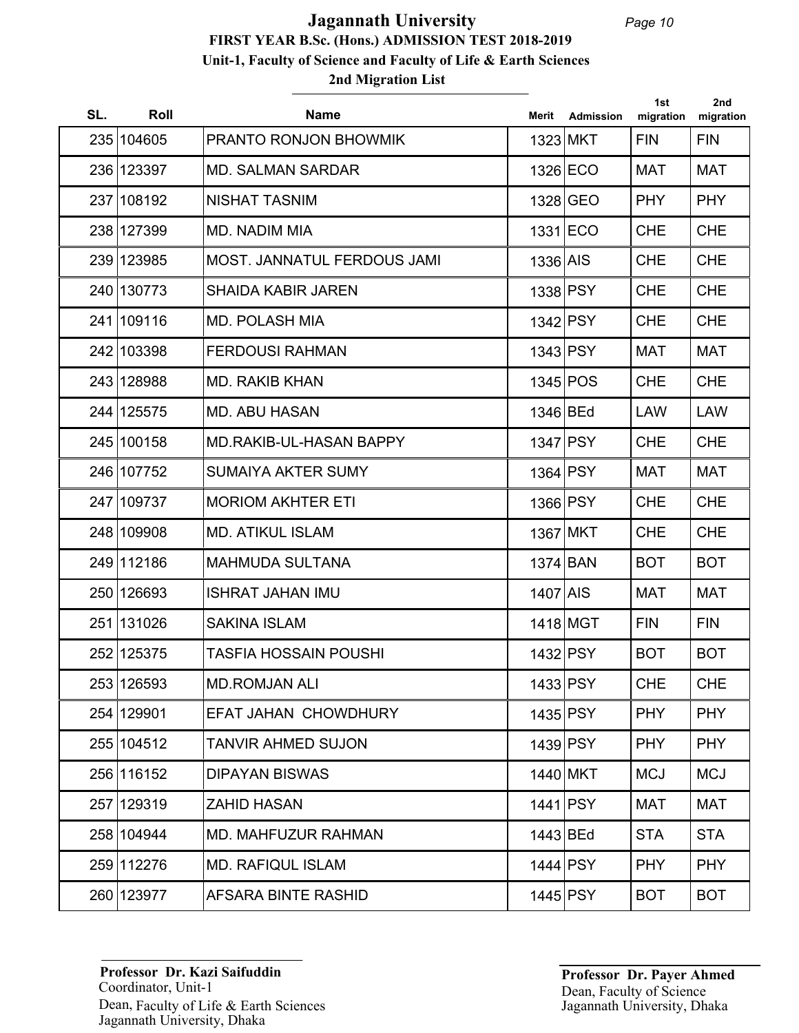# Jagannath University

## FIRST YEAR B.Sc. (Hons.) ADMISSION TEST 2018-2019

### Unit-1, Faculty of Science and Faculty of Life & Earth Sciences

### 2nd Migration List

| SL. | Roll | Name | Merit | Admission | 1st migration | 2nd migration |
|---|---|---|---|---|---|---|
| 235 | 104605 | PRANTO RONJON BHOWMIK | 1323 | MKT | FIN | FIN |
| 236 | 123397 | MD. SALMAN SARDAR | 1326 | ECO | MAT | MAT |
| 237 | 108192 | NISHAT TASNIM | 1328 | GEO | PHY | PHY |
| 238 | 127399 | MD. NADIM MIA | 1331 | ECO | CHE | CHE |
| 239 | 123985 | MOST. JANNATUL FERDOUS JAMI | 1336 | AIS | CHE | CHE |
| 240 | 130773 | SHAIDA KABIR JAREN | 1338 | PSY | CHE | CHE |
| 241 | 109116 | MD. POLASH MIA | 1342 | PSY | CHE | CHE |
| 242 | 103398 | FERDOUSI RAHMAN | 1343 | PSY | MAT | MAT |
| 243 | 128988 | MD. RAKIB KHAN | 1345 | POS | CHE | CHE |
| 244 | 125575 | MD. ABU HASAN | 1346 | BEd | LAW | LAW |
| 245 | 100158 | MD.RAKIB-UL-HASAN BAPPY | 1347 | PSY | CHE | CHE |
| 246 | 107752 | SUMAIYA AKTER SUMY | 1364 | PSY | MAT | MAT |
| 247 | 109737 | MORIOM AKHTER ETI | 1366 | PSY | CHE | CHE |
| 248 | 109908 | MD. ATIKUL ISLAM | 1367 | MKT | CHE | CHE |
| 249 | 112186 | MAHMUDA SULTANA | 1374 | BAN | BOT | BOT |
| 250 | 126693 | ISHRAT JAHAN IMU | 1407 | AIS | MAT | MAT |
| 251 | 131026 | SAKINA ISLAM | 1418 | MGT | FIN | FIN |
| 252 | 125375 | TASFIA HOSSAIN POUSHI | 1432 | PSY | BOT | BOT |
| 253 | 126593 | MD.ROMJAN ALI | 1433 | PSY | CHE | CHE |
| 254 | 129901 | EFAT JAHAN CHOWDHURY | 1435 | PSY | PHY | PHY |
| 255 | 104512 | TANVIR AHMED SUJON | 1439 | PSY | PHY | PHY |
| 256 | 116152 | DIPAYAN BISWAS | 1440 | MKT | MCJ | MCJ |
| 257 | 129319 | ZAHID HASAN | 1441 | PSY | MAT | MAT |
| 258 | 104944 | MD. MAHFUZUR RAHMAN | 1443 | BEd | STA | STA |
| 259 | 112276 | MD. RAFIQUL ISLAM | 1444 | PSY | PHY | PHY |
| 260 | 123977 | AFSARA BINTE RASHID | 1445 | PSY | BOT | BOT |

**Professor Dr. Kazi Saifuddin**
Coordinator, Unit-1
Dean, Faculty of Life & Earth Sciences
Jagannath University, Dhaka

**Professor Dr. Payer Ahmed**
Dean, Faculty of Science
Jagannath University, Dhaka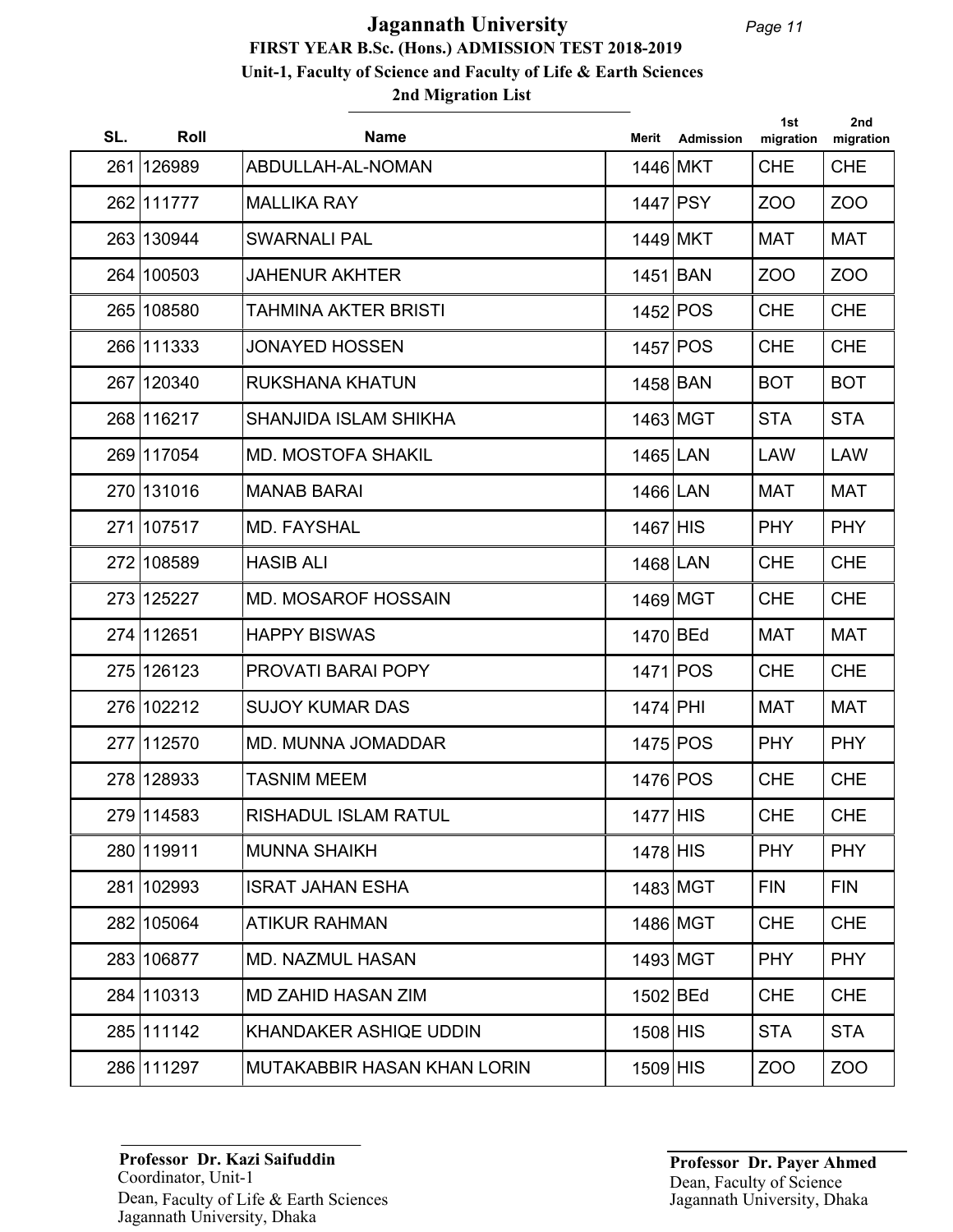# Jagannath University

## FIRST YEAR B.Sc. (Hons.) ADMISSION TEST 2018-2019

### Unit-1, Faculty of Science and Faculty of Life & Earth Sciences

### 2nd Migration List

| SL. | Roll | Name | Merit | Admission | 1st migration | 2nd migration |
|---|---|---|---|---|---|---|
| 261 | 126989 | ABDULLAH-AL-NOMAN | 1446 | MKT | CHE | CHE |
| 262 | 111777 | MALLIKA RAY | 1447 | PSY | ZOO | ZOO |
| 263 | 130944 | SWARNALI PAL | 1449 | MKT | MAT | MAT |
| 264 | 100503 | JAHENUR AKHTER | 1451 | BAN | ZOO | ZOO |
| 265 | 108580 | TAHMINA AKTER BRISTI | 1452 | POS | CHE | CHE |
| 266 | 111333 | JONAYED HOSSEN | 1457 | POS | CHE | CHE |
| 267 | 120340 | RUKSHANA KHATUN | 1458 | BAN | BOT | BOT |
| 268 | 116217 | SHANJIDA ISLAM SHIKHA | 1463 | MGT | STA | STA |
| 269 | 117054 | MD. MOSTOFA SHAKIL | 1465 | LAN | LAW | LAW |
| 270 | 131016 | MANAB BARAI | 1466 | LAN | MAT | MAT |
| 271 | 107517 | MD. FAYSHAL | 1467 | HIS | PHY | PHY |
| 272 | 108589 | HASIB ALI | 1468 | LAN | CHE | CHE |
| 273 | 125227 | MD. MOSAROF HOSSAIN | 1469 | MGT | CHE | CHE |
| 274 | 112651 | HAPPY BISWAS | 1470 | BEd | MAT | MAT |
| 275 | 126123 | PROVATI BARAI POPY | 1471 | POS | CHE | CHE |
| 276 | 102212 | SUJOY KUMAR DAS | 1474 | PHI | MAT | MAT |
| 277 | 112570 | MD. MUNNA JOMADDAR | 1475 | POS | PHY | PHY |
| 278 | 128933 | TASNIM MEEM | 1476 | POS | CHE | CHE |
| 279 | 114583 | RISHADUL ISLAM RATUL | 1477 | HIS | CHE | CHE |
| 280 | 119911 | MUNNA SHAIKH | 1478 | HIS | PHY | PHY |
| 281 | 102993 | ISRAT JAHAN ESHA | 1483 | MGT | FIN | FIN |
| 282 | 105064 | ATIKUR RAHMAN | 1486 | MGT | CHE | CHE |
| 283 | 106877 | MD. NAZMUL HASAN | 1493 | MGT | PHY | PHY |
| 284 | 110313 | MD ZAHID HASAN ZIM | 1502 | BEd | CHE | CHE |
| 285 | 111142 | KHANDAKER ASHIQE UDDIN | 1508 | HIS | STA | STA |
| 286 | 111297 | MUTAKABBIR HASAN KHAN LORIN | 1509 | HIS | ZOO | ZOO |

**Professor Dr. Kazi Saifuddin**
Coordinator, Unit-1
Dean, Faculty of Life & Earth Sciences
Jagannath University, Dhaka

**Professor Dr. Payer Ahmed**
Dean, Faculty of Science
Jagannath University, Dhaka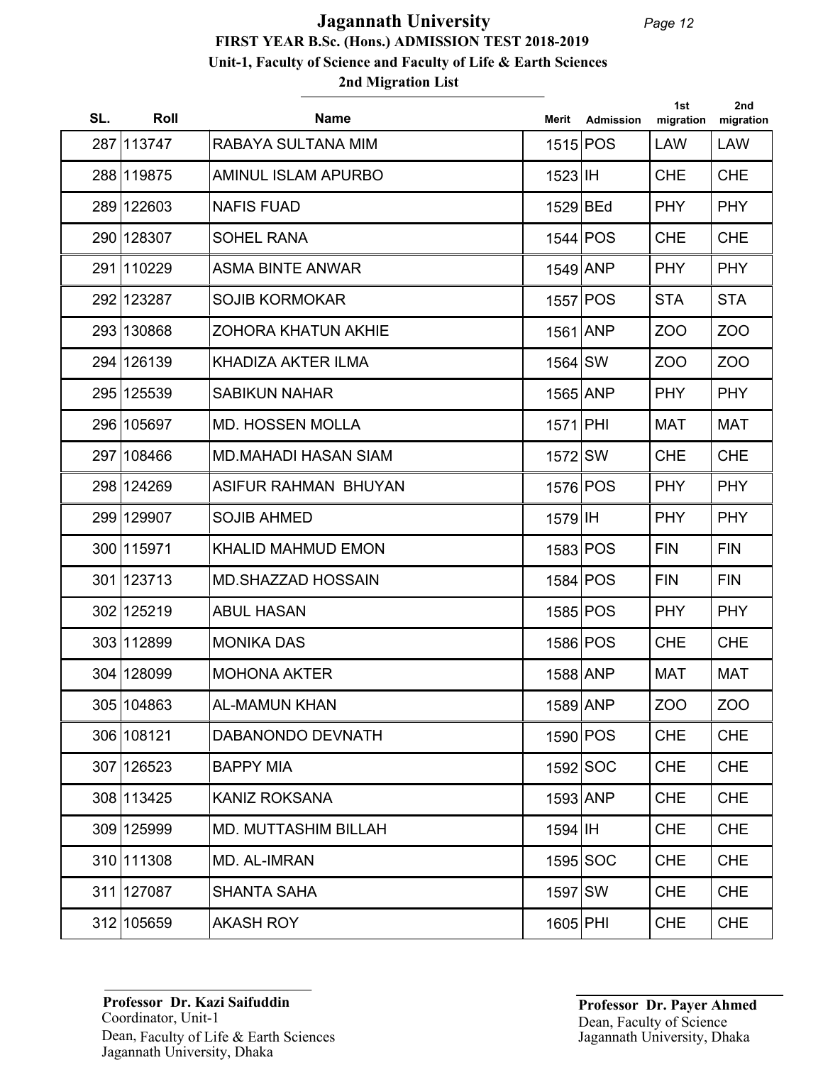# Jagannath University

**FIRST YEAR B.Sc. (Hons.) ADMISSION TEST 2018-2019**

**Unit-1, Faculty of Science and Faculty of Life & Earth Sciences**

**2nd Migration List**

| SL. | Roll | Name | Merit | Admission | 1st migration | 2nd migration |
|---|---|---|---|---|---|---|
| 287 | 113747 | RABAYA SULTANA MIM | 1515 | POS | LAW | LAW |
| 288 | 119875 | AMINUL ISLAM APURBO | 1523 | IH | CHE | CHE |
| 289 | 122603 | NAFIS FUAD | 1529 | BEd | PHY | PHY |
| 290 | 128307 | SOHEL RANA | 1544 | POS | CHE | CHE |
| 291 | 110229 | ASMA BINTE ANWAR | 1549 | ANP | PHY | PHY |
| 292 | 123287 | SOJIB KORMOKAR | 1557 | POS | STA | STA |
| 293 | 130868 | ZOHORA KHATUN AKHIE | 1561 | ANP | ZOO | ZOO |
| 294 | 126139 | KHADIZA AKTER ILMA | 1564 | SW | ZOO | ZOO |
| 295 | 125539 | SABIKUN NAHAR | 1565 | ANP | PHY | PHY |
| 296 | 105697 | MD. HOSSEN MOLLA | 1571 | PHI | MAT | MAT |
| 297 | 108466 | MD.MAHADI HASAN SIAM | 1572 | SW | CHE | CHE |
| 298 | 124269 | ASIFUR RAHMAN BHUYAN | 1576 | POS | PHY | PHY |
| 299 | 129907 | SOJIB AHMED | 1579 | IH | PHY | PHY |
| 300 | 115971 | KHALID MAHMUD EMON | 1583 | POS | FIN | FIN |
| 301 | 123713 | MD.SHAZZAD HOSSAIN | 1584 | POS | FIN | FIN |
| 302 | 125219 | ABUL HASAN | 1585 | POS | PHY | PHY |
| 303 | 112899 | MONIKA DAS | 1586 | POS | CHE | CHE |
| 304 | 128099 | MOHONA AKTER | 1588 | ANP | MAT | MAT |
| 305 | 104863 | AL-MAMUN KHAN | 1589 | ANP | ZOO | ZOO |
| 306 | 108121 | DABANONDO DEVNATH | 1590 | POS | CHE | CHE |
| 307 | 126523 | BAPPY MIA | 1592 | SOC | CHE | CHE |
| 308 | 113425 | KANIZ ROKSANA | 1593 | ANP | CHE | CHE |
| 309 | 125999 | MD. MUTTASHIM BILLAH | 1594 | IH | CHE | CHE |
| 310 | 111308 | MD. AL-IMRAN | 1595 | SOC | CHE | CHE |
| 311 | 127087 | SHANTA SAHA | 1597 | SW | CHE | CHE |
| 312 | 105659 | AKASH ROY | 1605 | PHI | CHE | CHE |

**Professor Dr. Kazi Saifuddin**
Coordinator, Unit-1
Dean, Faculty of Life & Earth Sciences
Jagannath University, Dhaka

**Professor Dr. Payer Ahmed**
Dean, Faculty of Science
Jagannath University, Dhaka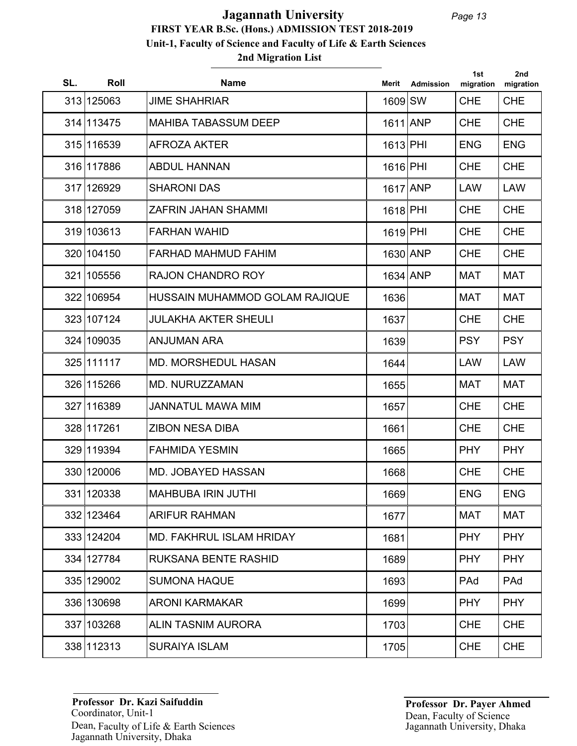# Jagannath University

## FIRST YEAR B.Sc. (Hons.) ADMISSION TEST 2018-2019

### Unit-1, Faculty of Science and Faculty of Life & Earth Sciences

### 2nd Migration List

| SL. | Roll | Name | Merit | Admission | 1st migration | 2nd migration |
|---|---|---|---|---|---|---|
| 313 | 125063 | JIME SHAHRIAR | 1609 | SW | CHE | CHE |
| 314 | 113475 | MAHIBA TABASSUM DEEP | 1611 | ANP | CHE | CHE |
| 315 | 116539 | AFROZA AKTER | 1613 | PHI | ENG | ENG |
| 316 | 117886 | ABDUL HANNAN | 1616 | PHI | CHE | CHE |
| 317 | 126929 | SHARONI DAS | 1617 | ANP | LAW | LAW |
| 318 | 127059 | ZAFRIN JAHAN SHAMMI | 1618 | PHI | CHE | CHE |
| 319 | 103613 | FARHAN WAHID | 1619 | PHI | CHE | CHE |
| 320 | 104150 | FARHAD MAHMUD FAHIM | 1630 | ANP | CHE | CHE |
| 321 | 105556 | RAJON CHANDRO ROY | 1634 | ANP | MAT | MAT |
| 322 | 106954 | HUSSAIN MUHAMMOD GOLAM RAJIQUE | 1636 | | MAT | MAT |
| 323 | 107124 | JULAKHA AKTER SHEULI | 1637 | | CHE | CHE |
| 324 | 109035 | ANJUMAN ARA | 1639 | | PSY | PSY |
| 325 | 111117 | MD. MORSHEDUL HASAN | 1644 | | LAW | LAW |
| 326 | 115266 | MD. NURUZZAMAN | 1655 | | MAT | MAT |
| 327 | 116389 | JANNATUL MAWA MIM | 1657 | | CHE | CHE |
| 328 | 117261 | ZIBON NESA DIBA | 1661 | | CHE | CHE |
| 329 | 119394 | FAHMIDA YESMIN | 1665 | | PHY | PHY |
| 330 | 120006 | MD. JOBAYED HASSAN | 1668 | | CHE | CHE |
| 331 | 120338 | MAHBUBA IRIN JUTHI | 1669 | | ENG | ENG |
| 332 | 123464 | ARIFUR RAHMAN | 1677 | | MAT | MAT |
| 333 | 124204 | MD. FAKHRUL ISLAM HRIDAY | 1681 | | PHY | PHY |
| 334 | 127784 | RUKSANA BENTE RASHID | 1689 | | PHY | PHY |
| 335 | 129002 | SUMONA HAQUE | 1693 | | PAd | PAd |
| 336 | 130698 | ARONI KARMAKAR | 1699 | | PHY | PHY |
| 337 | 103268 | ALIN TASNIM AURORA | 1703 | | CHE | CHE |
| 338 | 112313 | SURAIYA ISLAM | 1705 | | CHE | CHE |

**Professor Dr. Kazi Saifuddin**
Coordinator, Unit-1
Dean, Faculty of Life & Earth Sciences
Jagannath University, Dhaka

**Professor Dr. Payer Ahmed**
Dean, Faculty of Science
Jagannath University, Dhaka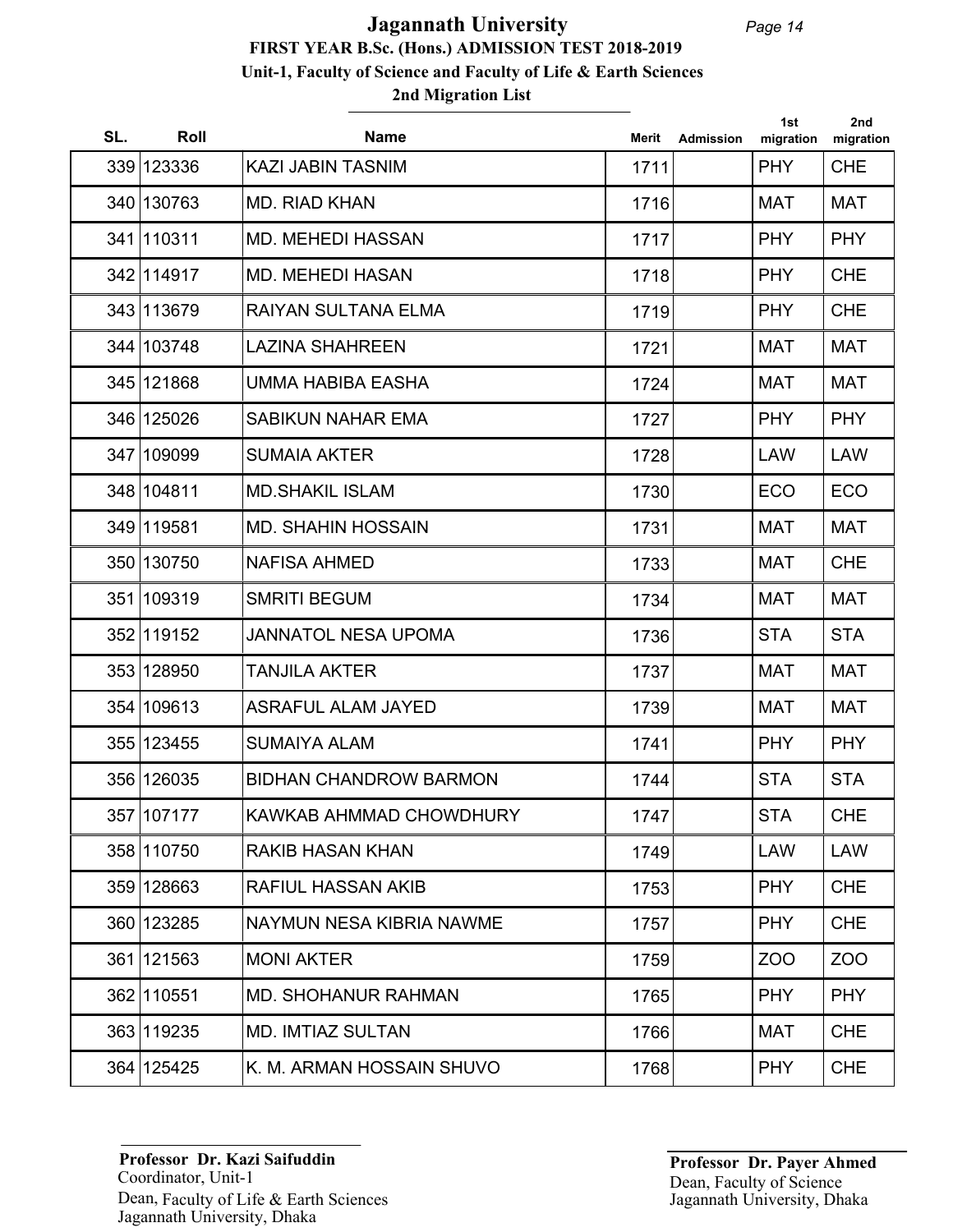# Jagannath University

## FIRST YEAR B.Sc. (Hons.) ADMISSION TEST 2018-2019

### Unit-1, Faculty of Science and Faculty of Life & Earth Sciences

### 2nd Migration List

| SL. | Roll | Name | Merit | Admission | 1st migration | 2nd migration |
|---|---|---|---|---|---|---|
| 339 | 123336 | KAZI JABIN TASNIM | 1711 | | PHY | CHE |
| 340 | 130763 | MD. RIAD KHAN | 1716 | | MAT | MAT |
| 341 | 110311 | MD. MEHEDI HASSAN | 1717 | | PHY | PHY |
| 342 | 114917 | MD. MEHEDI HASAN | 1718 | | PHY | CHE |
| 343 | 113679 | RAIYAN SULTANA ELMA | 1719 | | PHY | CHE |
| 344 | 103748 | LAZINA SHAHREEN | 1721 | | MAT | MAT |
| 345 | 121868 | UMMA HABIBA EASHA | 1724 | | MAT | MAT |
| 346 | 125026 | SABIKUN NAHAR EMA | 1727 | | PHY | PHY |
| 347 | 109099 | SUMAIA AKTER | 1728 | | LAW | LAW |
| 348 | 104811 | MD.SHAKIL ISLAM | 1730 | | ECO | ECO |
| 349 | 119581 | MD. SHAHIN HOSSAIN | 1731 | | MAT | MAT |
| 350 | 130750 | NAFISA AHMED | 1733 | | MAT | CHE |
| 351 | 109319 | SMRITI BEGUM | 1734 | | MAT | MAT |
| 352 | 119152 | JANNATOL NESA UPOMA | 1736 | | STA | STA |
| 353 | 128950 | TANJILA AKTER | 1737 | | MAT | MAT |
| 354 | 109613 | ASRAFUL ALAM JAYED | 1739 | | MAT | MAT |
| 355 | 123455 | SUMAIYA ALAM | 1741 | | PHY | PHY |
| 356 | 126035 | BIDHAN CHANDROW BARMON | 1744 | | STA | STA |
| 357 | 107177 | KAWKAB AHMMAD CHOWDHURY | 1747 | | STA | CHE |
| 358 | 110750 | RAKIB HASAN KHAN | 1749 | | LAW | LAW |
| 359 | 128663 | RAFIUL HASSAN AKIB | 1753 | | PHY | CHE |
| 360 | 123285 | NAYMUN NESA KIBRIA NAWME | 1757 | | PHY | CHE |
| 361 | 121563 | MONI AKTER | 1759 | | ZOO | ZOO |
| 362 | 110551 | MD. SHOHANUR RAHMAN | 1765 | | PHY | PHY |
| 363 | 119235 | MD. IMTIAZ SULTAN | 1766 | | MAT | CHE |
| 364 | 125425 | K. M. ARMAN HOSSAIN SHUVO | 1768 | | PHY | CHE |

**Professor Dr. Kazi Saifuddin**
Coordinator, Unit-1
Dean, Faculty of Life & Earth Sciences
Jagannath University, Dhaka

**Professor Dr. Payer Ahmed**
Dean, Faculty of Science
Jagannath University, Dhaka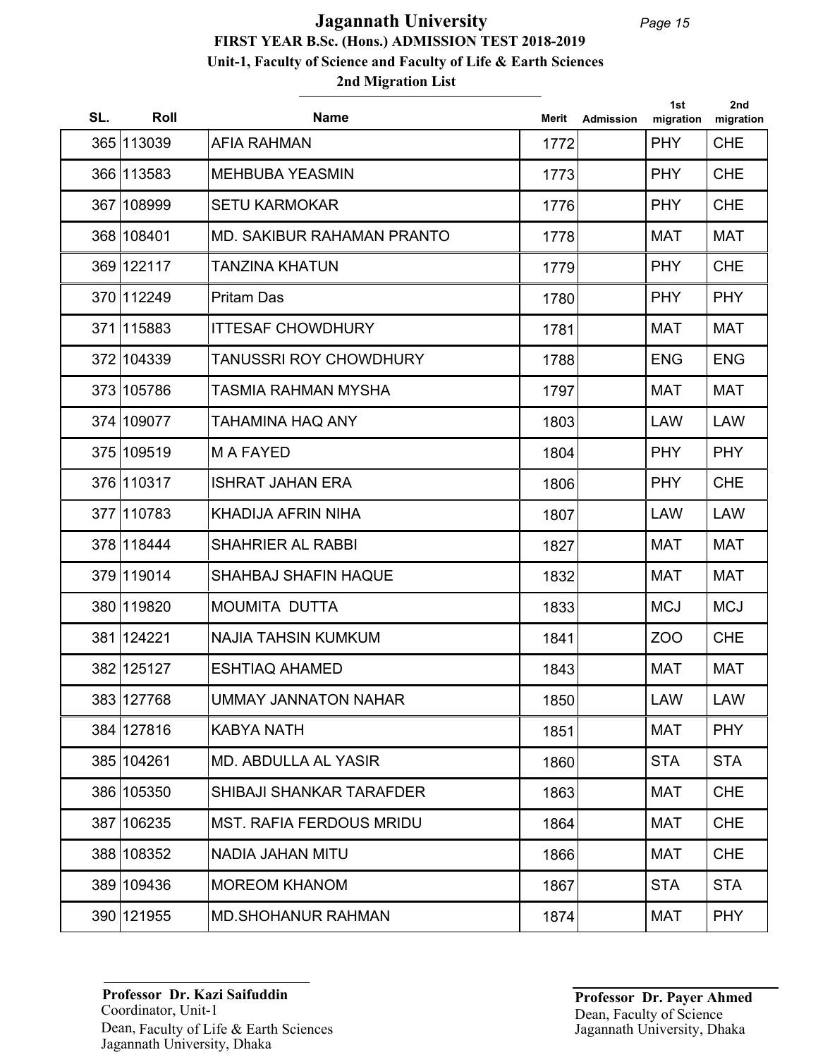# Jagannath University

## FIRST YEAR B.Sc. (Hons.) ADMISSION TEST 2018-2019

### Unit-1, Faculty of Science and Faculty of Life & Earth Sciences

### 2nd Migration List

| SL. | Roll | Name | Merit | Admission | 1st migration | 2nd migration |
|---|---|---|---|---|---|---|
| 365 | 113039 | AFIA RAHMAN | 1772 | | PHY | CHE |
| 366 | 113583 | MEHBUBA YEASMIN | 1773 | | PHY | CHE |
| 367 | 108999 | SETU KARMOKAR | 1776 | | PHY | CHE |
| 368 | 108401 | MD. SAKIBUR RAHAMAN PRANTO | 1778 | | MAT | MAT |
| 369 | 122117 | TANZINA KHATUN | 1779 | | PHY | CHE |
| 370 | 112249 | Pritam Das | 1780 | | PHY | PHY |
| 371 | 115883 | ITTESAF CHOWDHURY | 1781 | | MAT | MAT |
| 372 | 104339 | TANUSSRI ROY CHOWDHURY | 1788 | | ENG | ENG |
| 373 | 105786 | TASMIA RAHMAN MYSHA | 1797 | | MAT | MAT |
| 374 | 109077 | TAHAMINA HAQ ANY | 1803 | | LAW | LAW |
| 375 | 109519 | M A FAYED | 1804 | | PHY | PHY |
| 376 | 110317 | ISHRAT JAHAN ERA | 1806 | | PHY | CHE |
| 377 | 110783 | KHADIJA AFRIN NIHA | 1807 | | LAW | LAW |
| 378 | 118444 | SHAHRIER AL RABBI | 1827 | | MAT | MAT |
| 379 | 119014 | SHAHBAJ SHAFIN HAQUE | 1832 | | MAT | MAT |
| 380 | 119820 | MOUMITA DUTTA | 1833 | | MCJ | MCJ |
| 381 | 124221 | NAJIA TAHSIN KUMKUM | 1841 | | ZOO | CHE |
| 382 | 125127 | ESHTIAQ AHAMED | 1843 | | MAT | MAT |
| 383 | 127768 | UMMAY JANNATON NAHAR | 1850 | | LAW | LAW |
| 384 | 127816 | KABYA NATH | 1851 | | MAT | PHY |
| 385 | 104261 | MD. ABDULLA AL YASIR | 1860 | | STA | STA |
| 386 | 105350 | SHIBAJI SHANKAR TARAFDER | 1863 | | MAT | CHE |
| 387 | 106235 | MST. RAFIA FERDOUS MRIDU | 1864 | | MAT | CHE |
| 388 | 108352 | NADIA JAHAN MITU | 1866 | | MAT | CHE |
| 389 | 109436 | MOREOM KHANOM | 1867 | | STA | STA |
| 390 | 121955 | MD.SHOHANUR RAHMAN | 1874 | | MAT | PHY |

**Professor Dr. Kazi Saifuddin**
Coordinator, Unit-1
Dean, Faculty of Life & Earth Sciences
Jagannath University, Dhaka

**Professor Dr. Payer Ahmed**
Dean, Faculty of Science
Jagannath University, Dhaka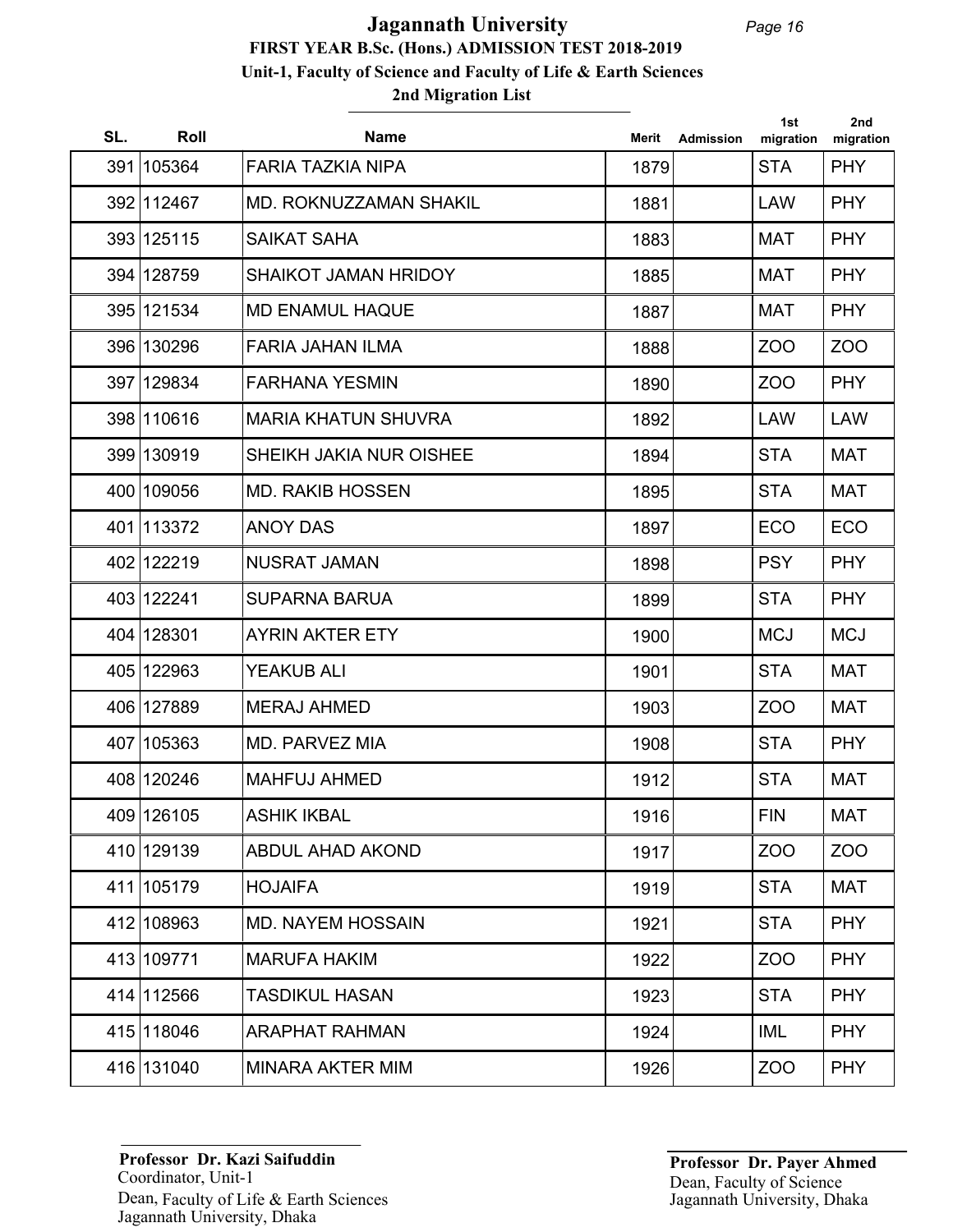# Jagannath University

## FIRST YEAR B.Sc. (Hons.) ADMISSION TEST 2018-2019

### Unit-1, Faculty of Science and Faculty of Life & Earth Sciences

### 2nd Migration List

| SL. | Roll | Name | Merit | Admission | 1st migration | 2nd migration |
|---|---|---|---|---|---|---|
| 391 | 105364 | FARIA TAZKIA NIPA | 1879 | | STA | PHY |
| 392 | 112467 | MD. ROKNUZZAMAN SHAKIL | 1881 | | LAW | PHY |
| 393 | 125115 | SAIKAT SAHA | 1883 | | MAT | PHY |
| 394 | 128759 | SHAIKOT JAMAN HRIDOY | 1885 | | MAT | PHY |
| 395 | 121534 | MD ENAMUL HAQUE | 1887 | | MAT | PHY |
| 396 | 130296 | FARIA JAHAN ILMA | 1888 | | ZOO | ZOO |
| 397 | 129834 | FARHANA YESMIN | 1890 | | ZOO | PHY |
| 398 | 110616 | MARIA KHATUN SHUVRA | 1892 | | LAW | LAW |
| 399 | 130919 | SHEIKH JAKIA NUR OISHEE | 1894 | | STA | MAT |
| 400 | 109056 | MD. RAKIB HOSSEN | 1895 | | STA | MAT |
| 401 | 113372 | ANOY DAS | 1897 | | ECO | ECO |
| 402 | 122219 | NUSRAT JAMAN | 1898 | | PSY | PHY |
| 403 | 122241 | SUPARNA BARUA | 1899 | | STA | PHY |
| 404 | 128301 | AYRIN AKTER ETY | 1900 | | MCJ | MCJ |
| 405 | 122963 | YEAKUB ALI | 1901 | | STA | MAT |
| 406 | 127889 | MERAJ AHMED | 1903 | | ZOO | MAT |
| 407 | 105363 | MD. PARVEZ MIA | 1908 | | STA | PHY |
| 408 | 120246 | MAHFUJ AHMED | 1912 | | STA | MAT |
| 409 | 126105 | ASHIK IKBAL | 1916 | | FIN | MAT |
| 410 | 129139 | ABDUL AHAD AKOND | 1917 | | ZOO | ZOO |
| 411 | 105179 | HOJAIFA | 1919 | | STA | MAT |
| 412 | 108963 | MD. NAYEM HOSSAIN | 1921 | | STA | PHY |
| 413 | 109771 | MARUFA HAKIM | 1922 | | ZOO | PHY |
| 414 | 112566 | TASDIKUL HASAN | 1923 | | STA | PHY |
| 415 | 118046 | ARAPHAT RAHMAN | 1924 | | IML | PHY |
| 416 | 131040 | MINARA AKTER MIM | 1926 | | ZOO | PHY |

**Professor Dr. Kazi Saifuddin**
Coordinator, Unit-1
Dean, Faculty of Life & Earth Sciences
Jagannath University, Dhaka

**Professor Dr. Payer Ahmed**
Dean, Faculty of Science
Jagannath University, Dhaka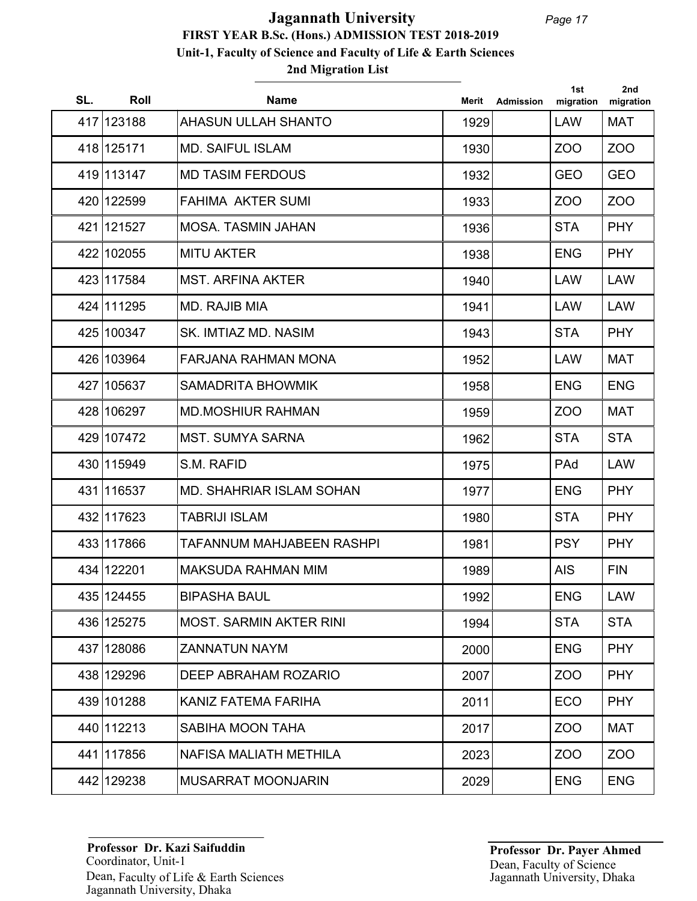# Jagannath University

## FIRST YEAR B.Sc. (Hons.) ADMISSION TEST 2018-2019

### Unit-1, Faculty of Science and Faculty of Life & Earth Sciences

### 2nd Migration List

| SL. | Roll | Name | Merit | Admission | 1st migration | 2nd migration |
|---|---|---|---|---|---|---|
| 417 | 123188 | AHASUN ULLAH SHANTO | 1929 | | LAW | MAT |
| 418 | 125171 | MD. SAIFUL ISLAM | 1930 | | ZOO | ZOO |
| 419 | 113147 | MD TASIM FERDOUS | 1932 | | GEO | GEO |
| 420 | 122599 | FAHIMA AKTER SUMI | 1933 | | ZOO | ZOO |
| 421 | 121527 | MOSA. TASMIN JAHAN | 1936 | | STA | PHY |
| 422 | 102055 | MITU AKTER | 1938 | | ENG | PHY |
| 423 | 117584 | MST. ARFINA AKTER | 1940 | | LAW | LAW |
| 424 | 111295 | MD. RAJIB MIA | 1941 | | LAW | LAW |
| 425 | 100347 | SK. IMTIAZ MD. NASIM | 1943 | | STA | PHY |
| 426 | 103964 | FARJANA RAHMAN MONA | 1952 | | LAW | MAT |
| 427 | 105637 | SAMADRITA BHOWMIK | 1958 | | ENG | ENG |
| 428 | 106297 | MD.MOSHIUR RAHMAN | 1959 | | ZOO | MAT |
| 429 | 107472 | MST. SUMYA SARNA | 1962 | | STA | STA |
| 430 | 115949 | S.M. RAFID | 1975 | | PAd | LAW |
| 431 | 116537 | MD. SHAHRIAR ISLAM SOHAN | 1977 | | ENG | PHY |
| 432 | 117623 | TABRIJI ISLAM | 1980 | | STA | PHY |
| 433 | 117866 | TAFANNUM MAHJABEEN RASHPI | 1981 | | PSY | PHY |
| 434 | 122201 | MAKSUDA RAHMAN MIM | 1989 | | AIS | FIN |
| 435 | 124455 | BIPASHA BAUL | 1992 | | ENG | LAW |
| 436 | 125275 | MOST. SARMIN AKTER RINI | 1994 | | STA | STA |
| 437 | 128086 | ZANNATUN NAYM | 2000 | | ENG | PHY |
| 438 | 129296 | DEEP ABRAHAM ROZARIO | 2007 | | ZOO | PHY |
| 439 | 101288 | KANIZ FATEMA FARIHA | 2011 | | ECO | PHY |
| 440 | 112213 | SABIHA MOON TAHA | 2017 | | ZOO | MAT |
| 441 | 117856 | NAFISA MALIATH METHILA | 2023 | | ZOO | ZOO |
| 442 | 129238 | MUSARRAT MOONJARIN | 2029 | | ENG | ENG |

**Professor Dr. Kazi Saifuddin**
Coordinator, Unit-1
Dean, Faculty of Life & Earth Sciences
Jagannath University, Dhaka

**Professor Dr. Payer Ahmed**
Dean, Faculty of Science
Jagannath University, Dhaka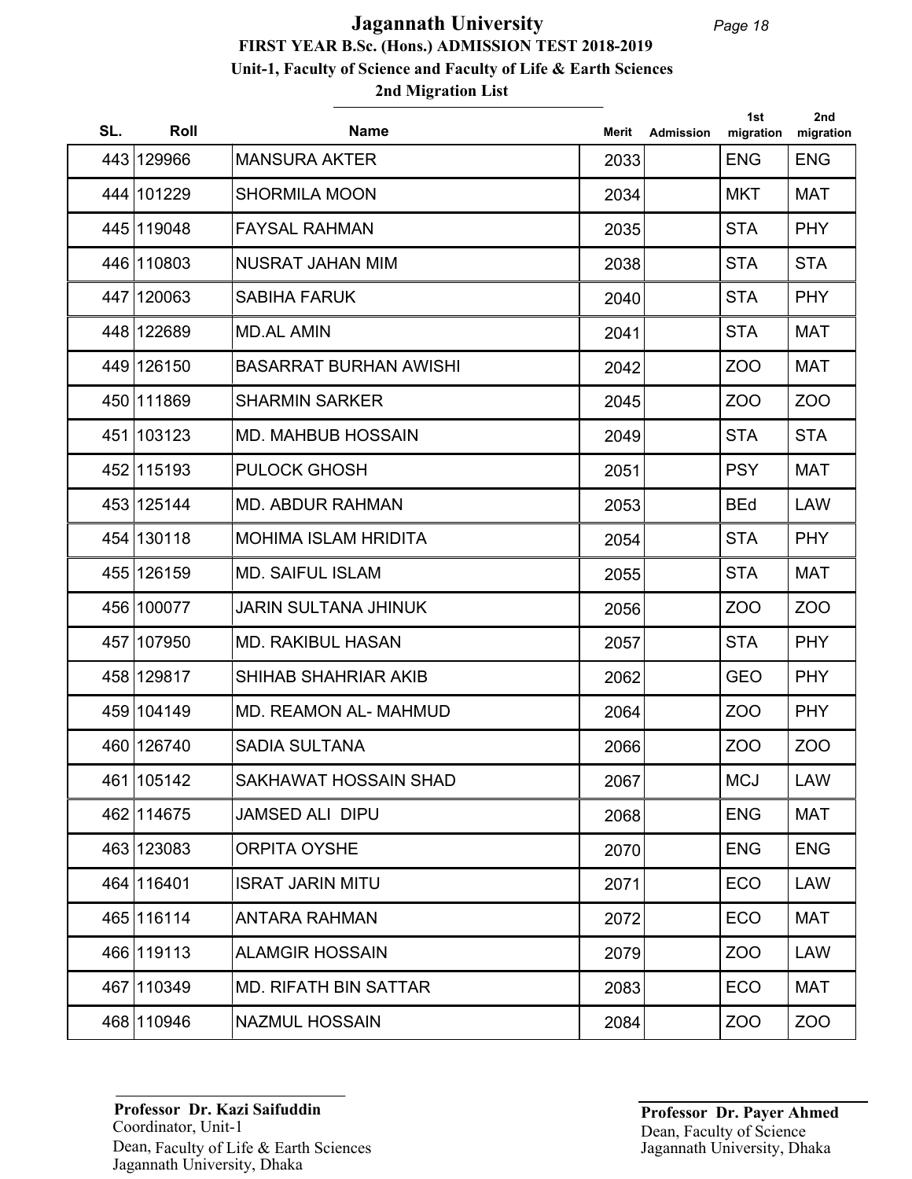# Jagannath University

## FIRST YEAR B.Sc. (Hons.) ADMISSION TEST 2018-2019

### Unit-1, Faculty of Science and Faculty of Life & Earth Sciences

### 2nd Migration List

| SL. | Roll | Name | Merit | Admission | 1st migration | 2nd migration |
|---|---|---|---|---|---|---|
| 443 | 129966 | MANSURA AKTER | 2033 | | ENG | ENG |
| 444 | 101229 | SHORMILA MOON | 2034 | | MKT | MAT |
| 445 | 119048 | FAYSAL RAHMAN | 2035 | | STA | PHY |
| 446 | 110803 | NUSRAT JAHAN MIM | 2038 | | STA | STA |
| 447 | 120063 | SABIHA FARUK | 2040 | | STA | PHY |
| 448 | 122689 | MD.AL AMIN | 2041 | | STA | MAT |
| 449 | 126150 | BASARRAT BURHAN AWISHI | 2042 | | ZOO | MAT |
| 450 | 111869 | SHARMIN SARKER | 2045 | | ZOO | ZOO |
| 451 | 103123 | MD. MAHBUB HOSSAIN | 2049 | | STA | STA |
| 452 | 115193 | PULOCK GHOSH | 2051 | | PSY | MAT |
| 453 | 125144 | MD. ABDUR RAHMAN | 2053 | | BEd | LAW |
| 454 | 130118 | MOHIMA ISLAM HRIDITA | 2054 | | STA | PHY |
| 455 | 126159 | MD. SAIFUL ISLAM | 2055 | | STA | MAT |
| 456 | 100077 | JARIN SULTANA JHINUK | 2056 | | ZOO | ZOO |
| 457 | 107950 | MD. RAKIBUL HASAN | 2057 | | STA | PHY |
| 458 | 129817 | SHIHAB SHAHRIAR AKIB | 2062 | | GEO | PHY |
| 459 | 104149 | MD. REAMON AL- MAHMUD | 2064 | | ZOO | PHY |
| 460 | 126740 | SADIA SULTANA | 2066 | | ZOO | ZOO |
| 461 | 105142 | SAKHAWAT HOSSAIN SHAD | 2067 | | MCJ | LAW |
| 462 | 114675 | JAMSED ALI DIPU | 2068 | | ENG | MAT |
| 463 | 123083 | ORPITA OYSHE | 2070 | | ENG | ENG |
| 464 | 116401 | ISRAT JARIN MITU | 2071 | | ECO | LAW |
| 465 | 116114 | ANTARA RAHMAN | 2072 | | ECO | MAT |
| 466 | 119113 | ALAMGIR HOSSAIN | 2079 | | ZOO | LAW |
| 467 | 110349 | MD. RIFATH BIN SATTAR | 2083 | | ECO | MAT |
| 468 | 110946 | NAZMUL HOSSAIN | 2084 | | ZOO | ZOO |

**Professor Dr. Kazi Saifuddin**
Coordinator, Unit-1
Dean, Faculty of Life & Earth Sciences
Jagannath University, Dhaka

**Professor Dr. Payer Ahmed**
Dean, Faculty of Science
Jagannath University, Dhaka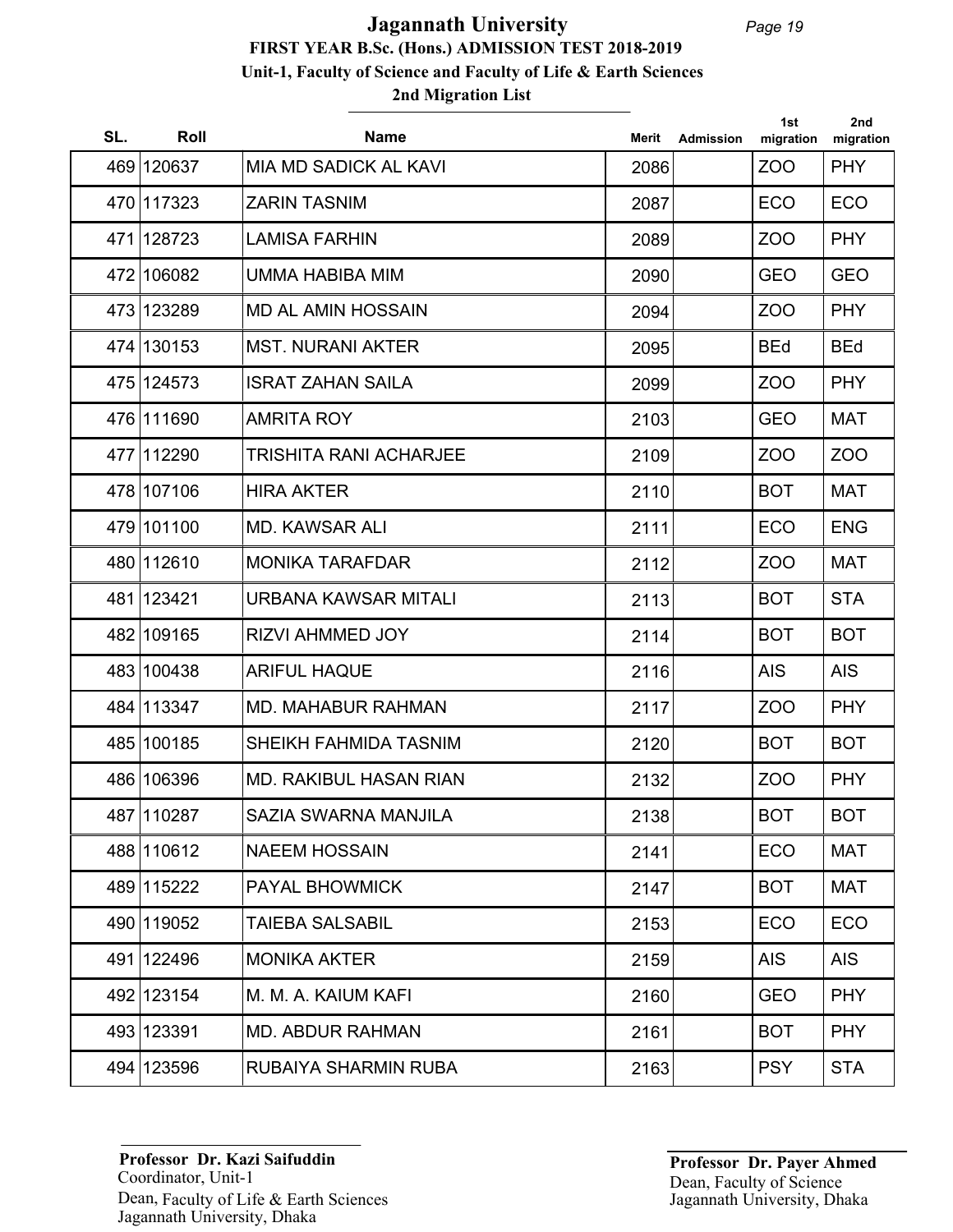# Jagannath University

## FIRST YEAR B.Sc. (Hons.) ADMISSION TEST 2018-2019

### Unit-1, Faculty of Science and Faculty of Life & Earth Sciences

### 2nd Migration List

| SL. | Roll | Name | Merit | Admission | 1st migration | 2nd migration |
|---|---|---|---|---|---|---|
| 469 | 120637 | MIA MD SADICK AL KAVI | 2086 | | ZOO | PHY |
| 470 | 117323 | ZARIN TASNIM | 2087 | | ECO | ECO |
| 471 | 128723 | LAMISA FARHIN | 2089 | | ZOO | PHY |
| 472 | 106082 | UMMA HABIBA MIM | 2090 | | GEO | GEO |
| 473 | 123289 | MD AL AMIN HOSSAIN | 2094 | | ZOO | PHY |
| 474 | 130153 | MST. NURANI AKTER | 2095 | | BEd | BEd |
| 475 | 124573 | ISRAT ZAHAN SAILA | 2099 | | ZOO | PHY |
| 476 | 111690 | AMRITA ROY | 2103 | | GEO | MAT |
| 477 | 112290 | TRISHITA RANI ACHARJEE | 2109 | | ZOO | ZOO |
| 478 | 107106 | HIRA AKTER | 2110 | | BOT | MAT |
| 479 | 101100 | MD. KAWSAR ALI | 2111 | | ECO | ENG |
| 480 | 112610 | MONIKA TARAFDAR | 2112 | | ZOO | MAT |
| 481 | 123421 | URBANA KAWSAR MITALI | 2113 | | BOT | STA |
| 482 | 109165 | RIZVI AHMMED JOY | 2114 | | BOT | BOT |
| 483 | 100438 | ARIFUL HAQUE | 2116 | | AIS | AIS |
| 484 | 113347 | MD. MAHABUR RAHMAN | 2117 | | ZOO | PHY |
| 485 | 100185 | SHEIKH FAHMIDA TASNIM | 2120 | | BOT | BOT |
| 486 | 106396 | MD. RAKIBUL HASAN RIAN | 2132 | | ZOO | PHY |
| 487 | 110287 | SAZIA SWARNA MANJILA | 2138 | | BOT | BOT |
| 488 | 110612 | NAEEM HOSSAIN | 2141 | | ECO | MAT |
| 489 | 115222 | PAYAL BHOWMICK | 2147 | | BOT | MAT |
| 490 | 119052 | TAIEBA SALSABIL | 2153 | | ECO | ECO |
| 491 | 122496 | MONIKA AKTER | 2159 | | AIS | AIS |
| 492 | 123154 | M. M. A. KAIUM KAFI | 2160 | | GEO | PHY |
| 493 | 123391 | MD. ABDUR RAHMAN | 2161 | | BOT | PHY |
| 494 | 123596 | RUBAIYA SHARMIN RUBA | 2163 | | PSY | STA |

**Professor Dr. Kazi Saifuddin**
Coordinator, Unit-1
Dean, Faculty of Life & Earth Sciences
Jagannath University, Dhaka

**Professor Dr. Payer Ahmed**
Dean, Faculty of Science
Jagannath University, Dhaka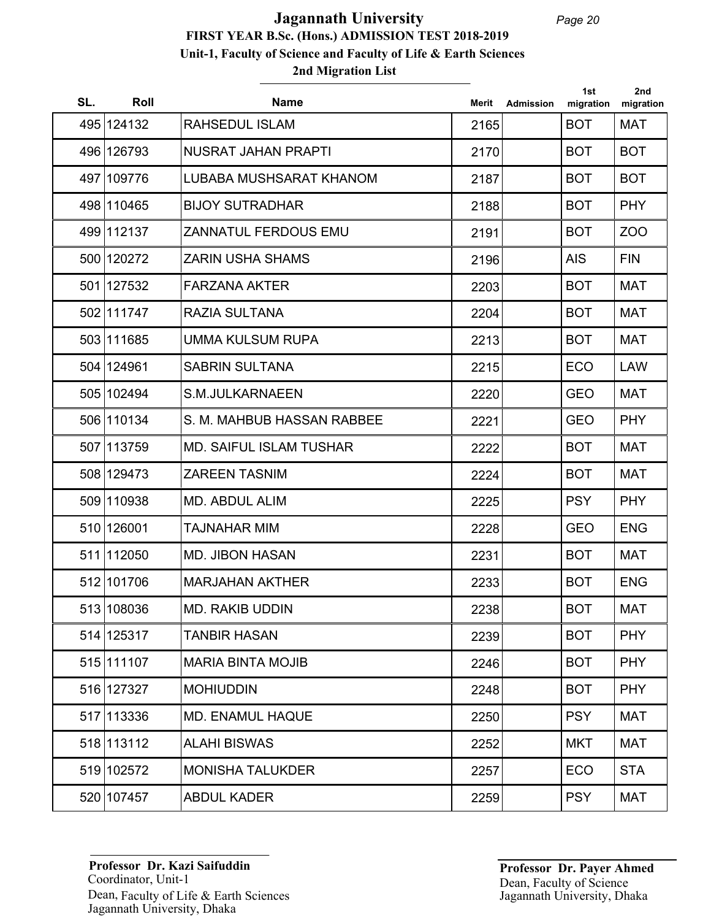# Jagannath University

## FIRST YEAR B.Sc. (Hons.) ADMISSION TEST 2018-2019

### Unit-1, Faculty of Science and Faculty of Life & Earth Sciences

### 2nd Migration List

| SL. | Roll | Name | Merit | Admission | 1st migration | 2nd migration |
|---|---|---|---|---|---|---|
| 495 | 124132 | RAHSEDUL ISLAM | 2165 | | BOT | MAT |
| 496 | 126793 | NUSRAT JAHAN PRAPTI | 2170 | | BOT | BOT |
| 497 | 109776 | LUBABA MUSHSARAT KHANOM | 2187 | | BOT | BOT |
| 498 | 110465 | BIJOY SUTRADHAR | 2188 | | BOT | PHY |
| 499 | 112137 | ZANNATUL FERDOUS EMU | 2191 | | BOT | ZOO |
| 500 | 120272 | ZARIN USHA SHAMS | 2196 | | AIS | FIN |
| 501 | 127532 | FARZANA AKTER | 2203 | | BOT | MAT |
| 502 | 111747 | RAZIA SULTANA | 2204 | | BOT | MAT |
| 503 | 111685 | UMMA KULSUM RUPA | 2213 | | BOT | MAT |
| 504 | 124961 | SABRIN SULTANA | 2215 | | ECO | LAW |
| 505 | 102494 | S.M.JULKARNAEEN | 2220 | | GEO | MAT |
| 506 | 110134 | S. M. MAHBUB HASSAN RABBEE | 2221 | | GEO | PHY |
| 507 | 113759 | MD. SAIFUL ISLAM TUSHAR | 2222 | | BOT | MAT |
| 508 | 129473 | ZAREEN TASNIM | 2224 | | BOT | MAT |
| 509 | 110938 | MD. ABDUL ALIM | 2225 | | PSY | PHY |
| 510 | 126001 | TAJNAHAR MIM | 2228 | | GEO | ENG |
| 511 | 112050 | MD. JIBON HASAN | 2231 | | BOT | MAT |
| 512 | 101706 | MARJAHAN AKTHER | 2233 | | BOT | ENG |
| 513 | 108036 | MD. RAKIB UDDIN | 2238 | | BOT | MAT |
| 514 | 125317 | TANBIR HASAN | 2239 | | BOT | PHY |
| 515 | 111107 | MARIA BINTA MOJIB | 2246 | | BOT | PHY |
| 516 | 127327 | MOHIUDDIN | 2248 | | BOT | PHY |
| 517 | 113336 | MD. ENAMUL HAQUE | 2250 | | PSY | MAT |
| 518 | 113112 | ALAHI BISWAS | 2252 | | MKT | MAT |
| 519 | 102572 | MONISHA TALUKDER | 2257 | | ECO | STA |
| 520 | 107457 | ABDUL KADER | 2259 | | PSY | MAT |

**Professor Dr. Kazi Saifuddin**
Coordinator, Unit-1
Dean, Faculty of Life & Earth Sciences
Jagannath University, Dhaka

**Professor Dr. Payer Ahmed**
Dean, Faculty of Science
Jagannath University, Dhaka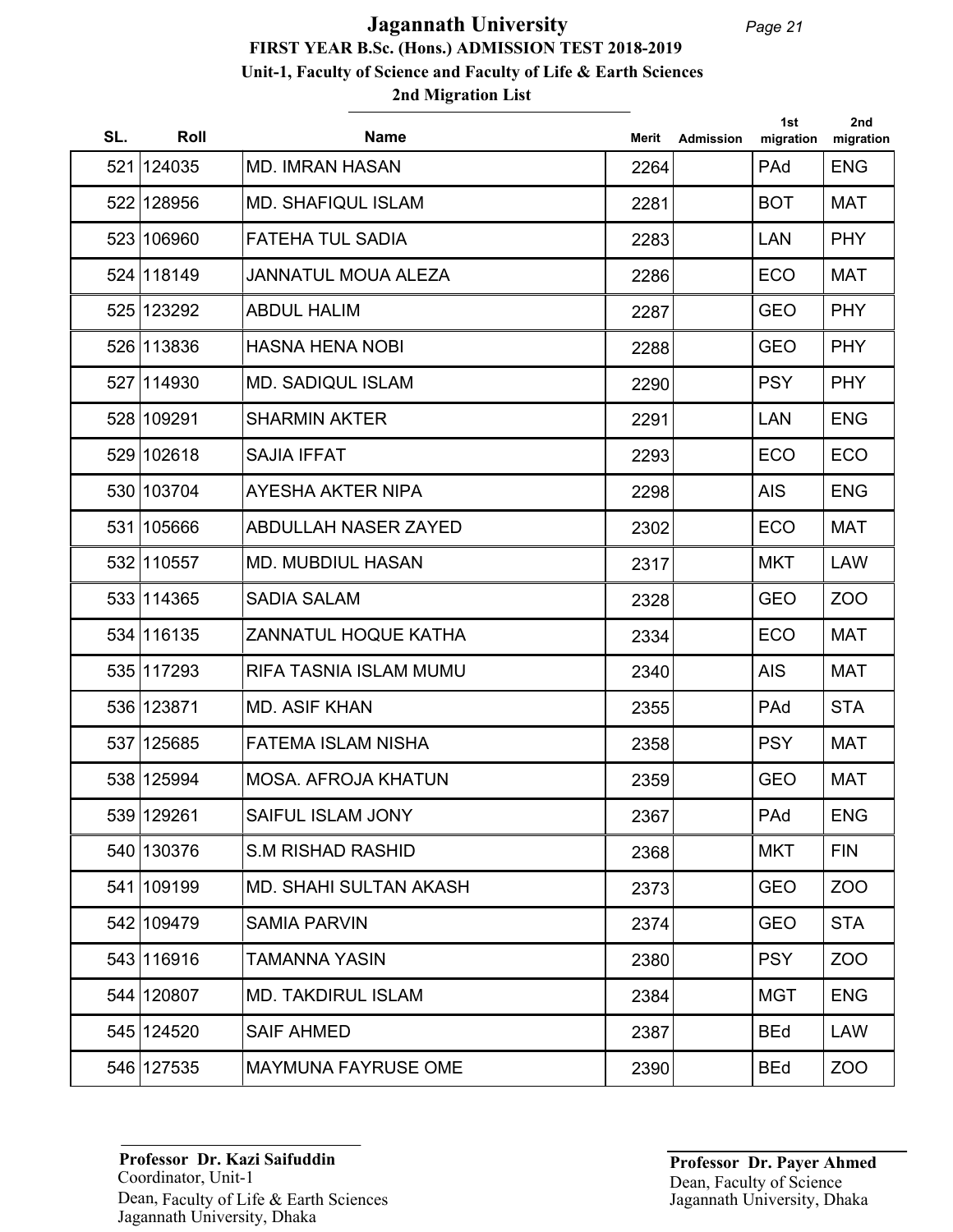# Jagannath University

**FIRST YEAR B.Sc. (Hons.) ADMISSION TEST 2018-2019**

**Unit-1, Faculty of Science and Faculty of Life & Earth Sciences**

**2nd Migration List**

| SL. | Roll | Name | Merit | Admission | 1st migration | 2nd migration |
|---|---|---|---|---|---|---|
| 521 | 124035 | MD. IMRAN HASAN | 2264 | | PAd | ENG |
| 522 | 128956 | MD. SHAFIQUL ISLAM | 2281 | | BOT | MAT |
| 523 | 106960 | FATEHA TUL SADIA | 2283 | | LAN | PHY |
| 524 | 118149 | JANNATUL MOUA ALEZA | 2286 | | ECO | MAT |
| 525 | 123292 | ABDUL HALIM | 2287 | | GEO | PHY |
| 526 | 113836 | HASNA HENA NOBI | 2288 | | GEO | PHY |
| 527 | 114930 | MD. SADIQUL ISLAM | 2290 | | PSY | PHY |
| 528 | 109291 | SHARMIN AKTER | 2291 | | LAN | ENG |
| 529 | 102618 | SAJIA IFFAT | 2293 | | ECO | ECO |
| 530 | 103704 | AYESHA AKTER NIPA | 2298 | | AIS | ENG |
| 531 | 105666 | ABDULLAH NASER ZAYED | 2302 | | ECO | MAT |
| 532 | 110557 | MD. MUBDIUL HASAN | 2317 | | MKT | LAW |
| 533 | 114365 | SADIA SALAM | 2328 | | GEO | ZOO |
| 534 | 116135 | ZANNATUL HOQUE KATHA | 2334 | | ECO | MAT |
| 535 | 117293 | RIFA TASNIA ISLAM MUMU | 2340 | | AIS | MAT |
| 536 | 123871 | MD. ASIF KHAN | 2355 | | PAd | STA |
| 537 | 125685 | FATEMA ISLAM NISHA | 2358 | | PSY | MAT |
| 538 | 125994 | MOSA. AFROJA KHATUN | 2359 | | GEO | MAT |
| 539 | 129261 | SAIFUL ISLAM JONY | 2367 | | PAd | ENG |
| 540 | 130376 | S.M RISHAD RASHID | 2368 | | MKT | FIN |
| 541 | 109199 | MD. SHAHI SULTAN AKASH | 2373 | | GEO | ZOO |
| 542 | 109479 | SAMIA PARVIN | 2374 | | GEO | STA |
| 543 | 116916 | TAMANNA YASIN | 2380 | | PSY | ZOO |
| 544 | 120807 | MD. TAKDIRUL ISLAM | 2384 | | MGT | ENG |
| 545 | 124520 | SAIF AHMED | 2387 | | BEd | LAW |
| 546 | 127535 | MAYMUNA FAYRUSE OME | 2390 | | BEd | ZOO |

**Professor Dr. Kazi Saifuddin**
Coordinator, Unit-1
Dean, Faculty of Life & Earth Sciences
Jagannath University, Dhaka

**Professor Dr. Payer Ahmed**
Dean, Faculty of Science
Jagannath University, Dhaka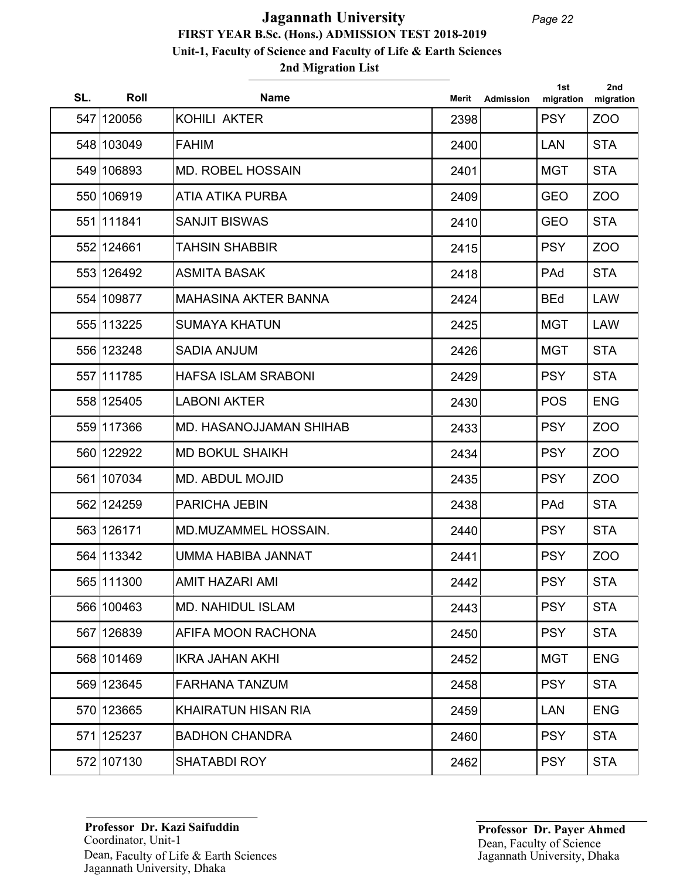# Jagannath University

## FIRST YEAR B.Sc. (Hons.) ADMISSION TEST 2018-2019

### Unit-1, Faculty of Science and Faculty of Life & Earth Sciences

### 2nd Migration List

| SL. | Roll | Name | Merit | Admission | 1st migration | 2nd migration |
|---|---|---|---|---|---|---|
| 547 | 120056 | KOHILI AKTER | 2398 | | PSY | ZOO |
| 548 | 103049 | FAHIM | 2400 | | LAN | STA |
| 549 | 106893 | MD. ROBEL HOSSAIN | 2401 | | MGT | STA |
| 550 | 106919 | ATIA ATIKA PURBA | 2409 | | GEO | ZOO |
| 551 | 111841 | SANJIT BISWAS | 2410 | | GEO | STA |
| 552 | 124661 | TAHSIN SHABBIR | 2415 | | PSY | ZOO |
| 553 | 126492 | ASMITA BASAK | 2418 | | PAd | STA |
| 554 | 109877 | MAHASINA AKTER BANNA | 2424 | | BEd | LAW |
| 555 | 113225 | SUMAYA KHATUN | 2425 | | MGT | LAW |
| 556 | 123248 | SADIA ANJUM | 2426 | | MGT | STA |
| 557 | 111785 | HAFSA ISLAM SRABONI | 2429 | | PSY | STA |
| 558 | 125405 | LABONI AKTER | 2430 | | POS | ENG |
| 559 | 117366 | MD. HASANOJJAMAN SHIHAB | 2433 | | PSY | ZOO |
| 560 | 122922 | MD BOKUL SHAIKH | 2434 | | PSY | ZOO |
| 561 | 107034 | MD. ABDUL MOJID | 2435 | | PSY | ZOO |
| 562 | 124259 | PARICHA JEBIN | 2438 | | PAd | STA |
| 563 | 126171 | MD.MUZAMMEL HOSSAIN. | 2440 | | PSY | STA |
| 564 | 113342 | UMMA HABIBA JANNAT | 2441 | | PSY | ZOO |
| 565 | 111300 | AMIT HAZARI AMI | 2442 | | PSY | STA |
| 566 | 100463 | MD. NAHIDUL ISLAM | 2443 | | PSY | STA |
| 567 | 126839 | AFIFA MOON RACHONA | 2450 | | PSY | STA |
| 568 | 101469 | IKRA JAHAN AKHI | 2452 | | MGT | ENG |
| 569 | 123645 | FARHANA TANZUM | 2458 | | PSY | STA |
| 570 | 123665 | KHAIRATUN HISAN RIA | 2459 | | LAN | ENG |
| 571 | 125237 | BADHON CHANDRA | 2460 | | PSY | STA |
| 572 | 107130 | SHATABDI ROY | 2462 | | PSY | STA |

**Professor Dr. Kazi Saifuddin**
Coordinator, Unit-1
Dean, Faculty of Life & Earth Sciences
Jagannath University, Dhaka

**Professor Dr. Payer Ahmed**
Dean, Faculty of Science
Jagannath University, Dhaka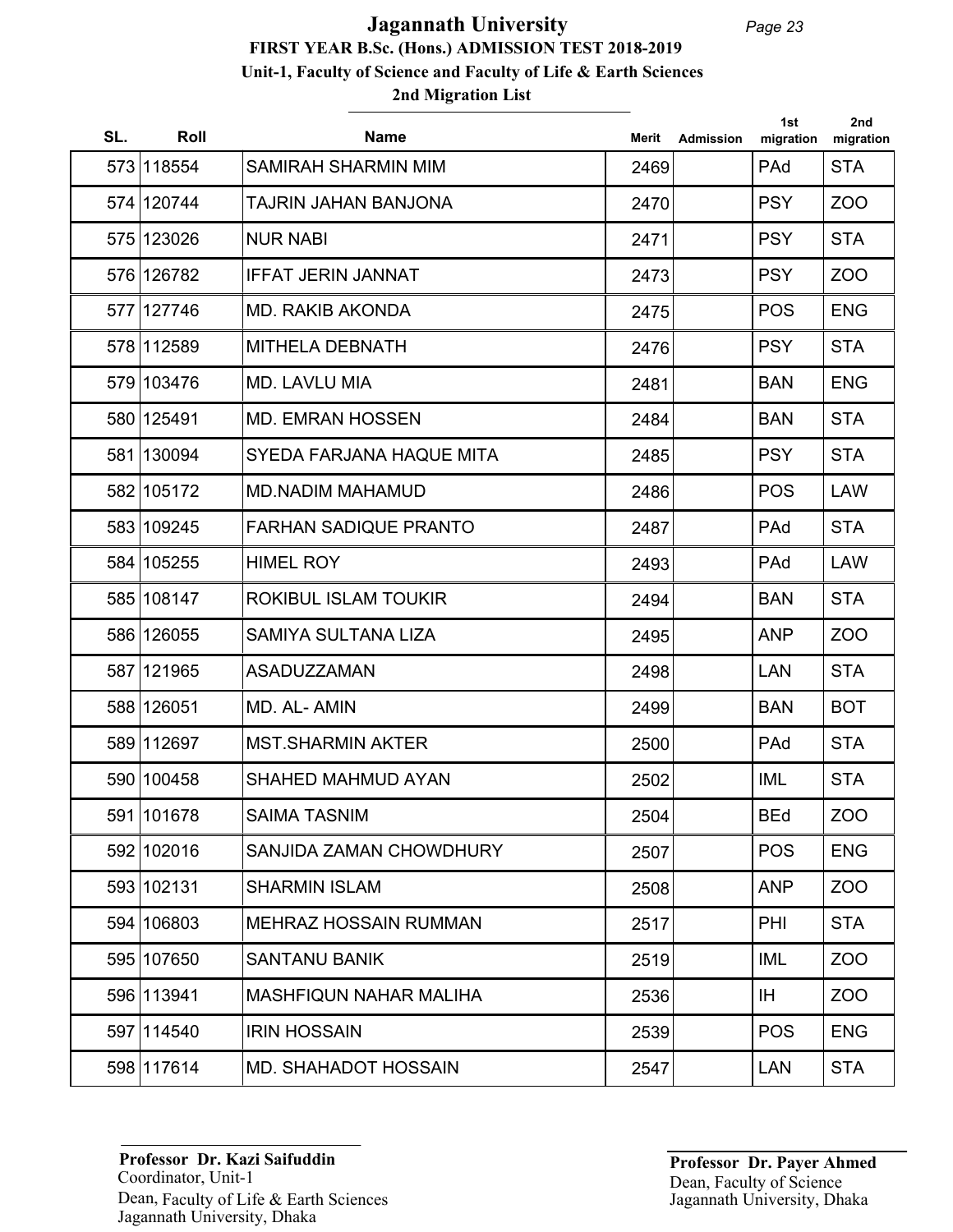# Jagannath University

## FIRST YEAR B.Sc. (Hons.) ADMISSION TEST 2018-2019

### Unit-1, Faculty of Science and Faculty of Life & Earth Sciences

### 2nd Migration List

| SL. | Roll | Name | Merit | Admission | 1st migration | 2nd migration |
|---|---|---|---|---|---|---|
| 573 | 118554 | SAMIRAH SHARMIN MIM | 2469 | | PAd | STA |
| 574 | 120744 | TAJRIN JAHAN BANJONA | 2470 | | PSY | ZOO |
| 575 | 123026 | NUR NABI | 2471 | | PSY | STA |
| 576 | 126782 | IFFAT JERIN JANNAT | 2473 | | PSY | ZOO |
| 577 | 127746 | MD. RAKIB AKONDA | 2475 | | POS | ENG |
| 578 | 112589 | MITHELA DEBNATH | 2476 | | PSY | STA |
| 579 | 103476 | MD. LAVLU MIA | 2481 | | BAN | ENG |
| 580 | 125491 | MD. EMRAN HOSSEN | 2484 | | BAN | STA |
| 581 | 130094 | SYEDA FARJANA HAQUE MITA | 2485 | | PSY | STA |
| 582 | 105172 | MD.NADIM MAHAMUD | 2486 | | POS | LAW |
| 583 | 109245 | FARHAN SADIQUE PRANTO | 2487 | | PAd | STA |
| 584 | 105255 | HIMEL ROY | 2493 | | PAd | LAW |
| 585 | 108147 | ROKIBUL ISLAM TOUKIR | 2494 | | BAN | STA |
| 586 | 126055 | SAMIYA SULTANA LIZA | 2495 | | ANP | ZOO |
| 587 | 121965 | ASADUZZAMAN | 2498 | | LAN | STA |
| 588 | 126051 | MD. AL- AMIN | 2499 | | BAN | BOT |
| 589 | 112697 | MST.SHARMIN AKTER | 2500 | | PAd | STA |
| 590 | 100458 | SHAHED MAHMUD AYAN | 2502 | | IML | STA |
| 591 | 101678 | SAIMA TASNIM | 2504 | | BEd | ZOO |
| 592 | 102016 | SANJIDA ZAMAN CHOWDHURY | 2507 | | POS | ENG |
| 593 | 102131 | SHARMIN ISLAM | 2508 | | ANP | ZOO |
| 594 | 106803 | MEHRAZ HOSSAIN RUMMAN | 2517 | | PHI | STA |
| 595 | 107650 | SANTANU BANIK | 2519 | | IML | ZOO |
| 596 | 113941 | MASHFIQUN NAHAR MALIHA | 2536 | | IH | ZOO |
| 597 | 114540 | IRIN HOSSAIN | 2539 | | POS | ENG |
| 598 | 117614 | MD. SHAHADOT HOSSAIN | 2547 | | LAN | STA |

**Professor Dr. Kazi Saifuddin**
Coordinator, Unit-1
Dean, Faculty of Life & Earth Sciences
Jagannath University, Dhaka

**Professor Dr. Payer Ahmed**
Dean, Faculty of Science
Jagannath University, Dhaka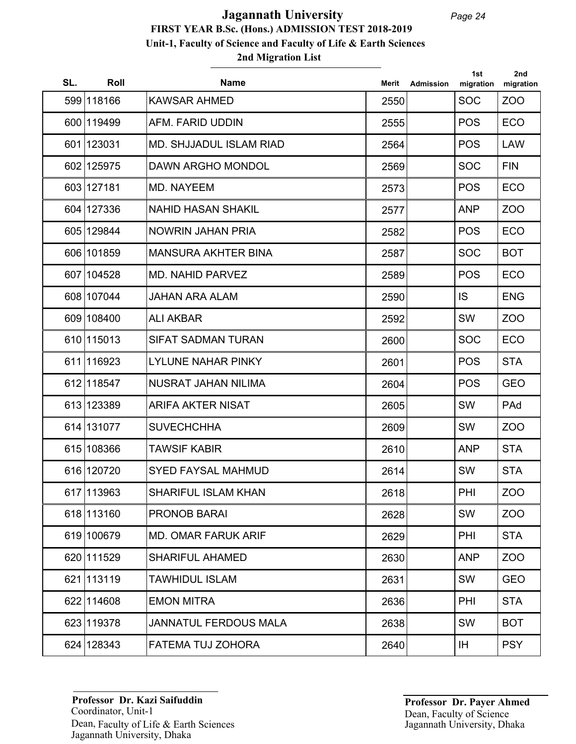# Jagannath University

## FIRST YEAR B.Sc. (Hons.) ADMISSION TEST 2018-2019

### Unit-1, Faculty of Science and Faculty of Life & Earth Sciences

### 2nd Migration List

| SL. | Roll | Name | Merit | Admission | 1st migration | 2nd migration |
|---|---|---|---|---|---|---|
| 599 | 118166 | KAWSAR AHMED | 2550 | | SOC | ZOO |
| 600 | 119499 | AFM. FARID UDDIN | 2555 | | POS | ECO |
| 601 | 123031 | MD. SHJJADUL ISLAM RIAD | 2564 | | POS | LAW |
| 602 | 125975 | DAWN ARGHO MONDOL | 2569 | | SOC | FIN |
| 603 | 127181 | MD. NAYEEM | 2573 | | POS | ECO |
| 604 | 127336 | NAHID HASAN SHAKIL | 2577 | | ANP | ZOO |
| 605 | 129844 | NOWRIN JAHAN PRIA | 2582 | | POS | ECO |
| 606 | 101859 | MANSURA AKHTER BINA | 2587 | | SOC | BOT |
| 607 | 104528 | MD. NAHID PARVEZ | 2589 | | POS | ECO |
| 608 | 107044 | JAHAN ARA ALAM | 2590 | | IS | ENG |
| 609 | 108400 | ALI AKBAR | 2592 | | SW | ZOO |
| 610 | 115013 | SIFAT SADMAN TURAN | 2600 | | SOC | ECO |
| 611 | 116923 | LYLUNE NAHAR PINKY | 2601 | | POS | STA |
| 612 | 118547 | NUSRAT JAHAN NILIMA | 2604 | | POS | GEO |
| 613 | 123389 | ARIFA AKTER NISAT | 2605 | | SW | PAd |
| 614 | 131077 | SUVECHCHHA | 2609 | | SW | ZOO |
| 615 | 108366 | TAWSIF KABIR | 2610 | | ANP | STA |
| 616 | 120720 | SYED FAYSAL MAHMUD | 2614 | | SW | STA |
| 617 | 113963 | SHARIFUL ISLAM KHAN | 2618 | | PHI | ZOO |
| 618 | 113160 | PRONOB BARAI | 2628 | | SW | ZOO |
| 619 | 100679 | MD. OMAR FARUK ARIF | 2629 | | PHI | STA |
| 620 | 111529 | SHARIFUL AHAMED | 2630 | | ANP | ZOO |
| 621 | 113119 | TAWHIDUL ISLAM | 2631 | | SW | GEO |
| 622 | 114608 | EMON MITRA | 2636 | | PHI | STA |
| 623 | 119378 | JANNATUL FERDOUS MALA | 2638 | | SW | BOT |
| 624 | 128343 | FATEMA TUJ ZOHORA | 2640 | | IH | PSY |

**Professor Dr. Kazi Saifuddin**
Coordinator, Unit-1
Dean, Faculty of Life & Earth Sciences
Jagannath University, Dhaka

**Professor Dr. Payer Ahmed**
Dean, Faculty of Science
Jagannath University, Dhaka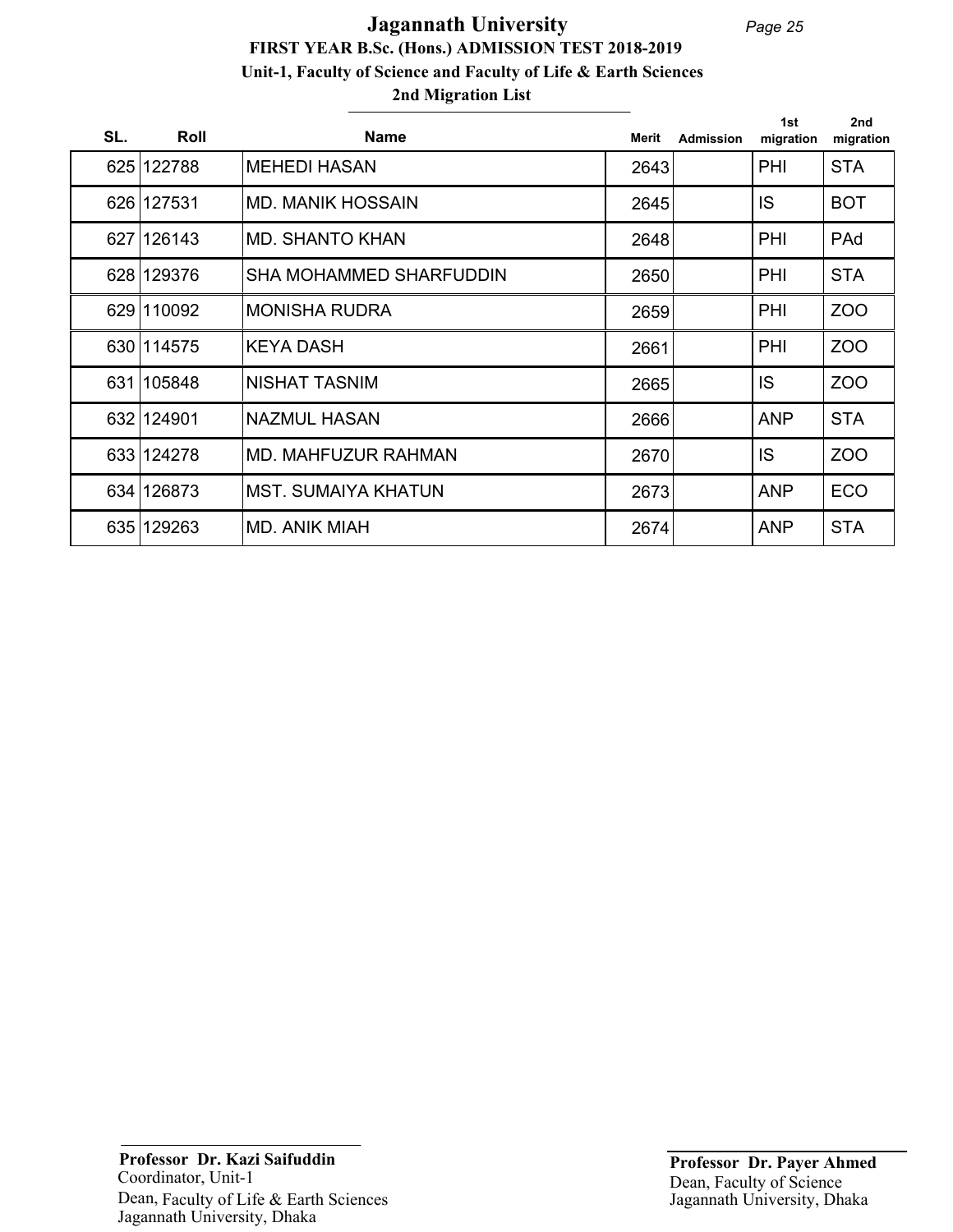# Jagannath University

## FIRST YEAR B.Sc. (Hons.) ADMISSION TEST 2018-2019

### Unit-1, Faculty of Science and Faculty of Life & Earth Sciences

### 2nd Migration List

| SL. | Roll | Name | Merit | Admission | 1st migration | 2nd migration |
|---|---|---|---|---|---|---|
| 625 | 122788 | MEHEDI HASAN | 2643 | | PHI | STA |
| 626 | 127531 | MD. MANIK HOSSAIN | 2645 | | IS | BOT |
| 627 | 126143 | MD. SHANTO KHAN | 2648 | | PHI | PAd |
| 628 | 129376 | SHA MOHAMMED SHARFUDDIN | 2650 | | PHI | STA |
| 629 | 110092 | MONISHA RUDRA | 2659 | | PHI | ZOO |
| 630 | 114575 | KEYA DASH | 2661 | | PHI | ZOO |
| 631 | 105848 | NISHAT TASNIM | 2665 | | IS | ZOO |
| 632 | 124901 | NAZMUL HASAN | 2666 | | ANP | STA |
| 633 | 124278 | MD. MAHFUZUR RAHMAN | 2670 | | IS | ZOO |
| 634 | 126873 | MST. SUMAIYA KHATUN | 2673 | | ANP | ECO |
| 635 | 129263 | MD. ANIK MIAH | 2674 | | ANP | STA |

**Professor Dr. Kazi Saifuddin**
Coordinator, Unit-1
Dean, Faculty of Life & Earth Sciences
Jagannath University, Dhaka

**Professor Dr. Payer Ahmed**
Dean, Faculty of Science
Jagannath University, Dhaka